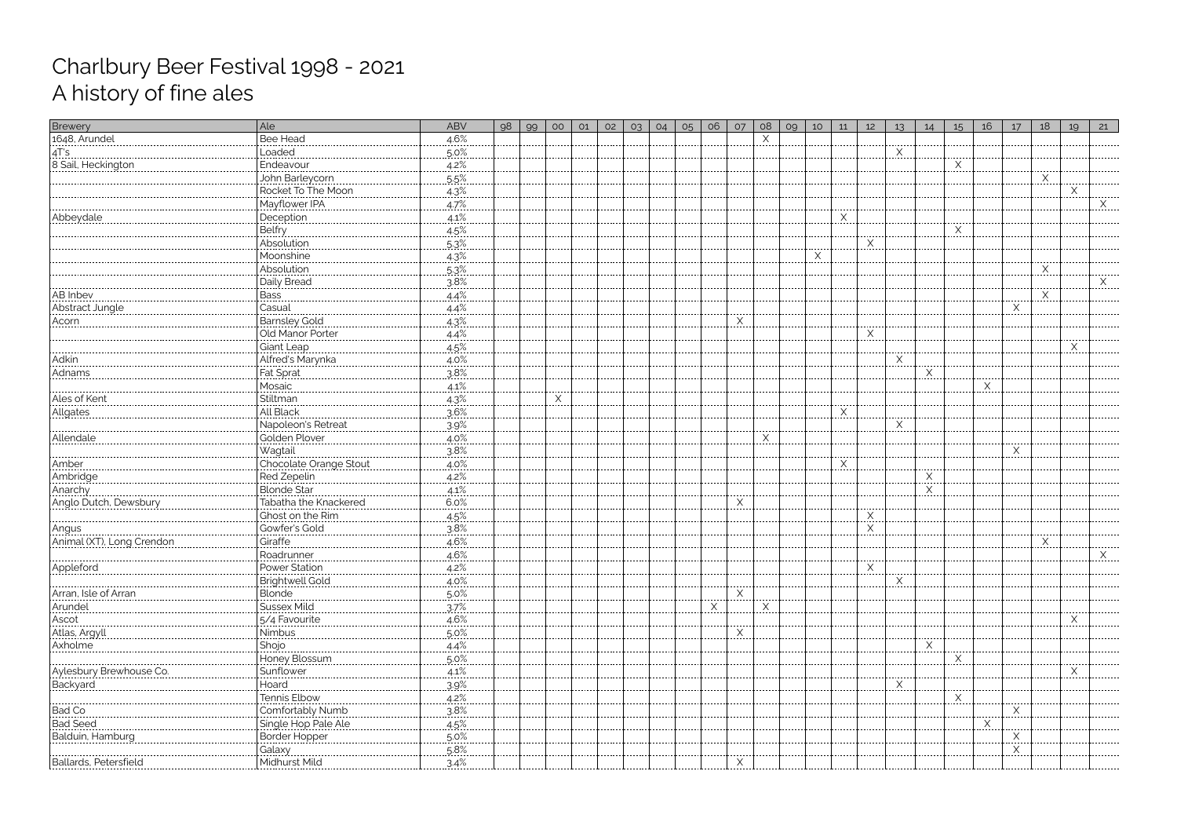# Charlbury Beer Festival 1998 - 2021
## A history of fine ales

| Brewery | Ale | ABV | 98 | 99 | 00 | 01 | 02 | 03 | 04 | 05 | 06 | 07 | 08 | 09 | 10 | 11 | 12 | 13 | 14 | 15 | 16 | 17 | 18 | 19 | 21 |
|---|---|---|---|---|---|---|---|---|---|---|---|---|---|---|---|---|---|---|---|---|---|---|---|---|---|
| 1648, Arundel | Bee Head | 4.6% | | | | | | | | | | | X | | | | | | | | | | | | |
| 4T's | Loaded | 5.0% | | | | | | | | | | | | | | | | X | | | | | | | |
| 8 Sail, Heckington | Endeavour | 4.2% | | | | | | | | | | | | | | | | | | X | | | | | |
| | John Barleycorn | 5.5% | | | | | | | | | | | | | | | | | | | | | X | | |
| | Rocket To The Moon | 4.3% | | | | | | | | | | | | | | | | | | | | | | X | |
| | Mayflower IPA | 4.7% | | | | | | | | | | | | | | | | | | | | | | | X |
| Abbeydale | Deception | 4.1% | | | | | | | | | | | | | | X | | | | | | | | | |
| | Belfry | 4.5% | | | | | | | | | | | | | | | | | | X | | | | | |
| | Absolution | 5.3% | | | | | | | | | | | | | | | X | | | | | | | | |
| | Moonshine | 4.3% | | | | | | | | | | | | | X | | | | | | | | | | |
| | Absolution | 5.3% | | | | | | | | | | | | | | | | | | | | | X | | |
| | Daily Bread | 3.8% | | | | | | | | | | | | | | | | | | | | | | | X |
| AB Inbev | Bass | 4.4% | | | | | | | | | | | | | | | | | | | | | X | | |
| Abstract Jungle | Casual | 4.4% | | | | | | | | | | | | | | | | | | | | X | | | |
| Acorn | Barnsley Gold | 4.3% | | | | | | | | | | X | | | | | | | | | | | | | |
| | Old Manor Porter | 4.4% | | | | | | | | | | | | | | | X | | | | | | | | |
| | Giant Leap | 4.5% | | | | | | | | | | | | | | | | | | | | | | X | |
| Adkin | Alfred's Marynka | 4.0% | | | | | | | | | | | | | | | | X | | | | | | | |
| Adnams | Fat Sprat | 3.8% | | | | | | | | | | | | | | | | | X | | | | | | |
| | Mosaic | 4.1% | | | | | | | | | | | | | | | | | | | X | | | | |
| Ales of Kent | Stiltman | 4.3% | | | X | | | | | | | | | | | | | | | | | | | | |
| Allgates | All Black | 3.6% | | | | | | | | | | | | | | X | | | | | | | | | |
| | Napoleon's Retreat | 3.9% | | | | | | | | | | | | | | | | X | | | | | | | |
| Allendale | Golden Plover | 4.0% | | | | | | | | | | | X | | | | | | | | | | | | |
| | Wagtail | 3.8% | | | | | | | | | | | | | | | | | | | | X | | | |
| Amber | Chocolate Orange Stout | 4.0% | | | | | | | | | | | | | | X | | | | | | | | | |
| Ambridge | Red Zepelin | 4.2% | | | | | | | | | | | | | | | | | X | | | | | | |
| Anarchy | Blonde Star | 4.1% | | | | | | | | | | | | | | | | | X | | | | | | |
| Anglo Dutch, Dewsbury | Tabatha the Knackered | 6.0% | | | | | | | | | | X | | | | | | | | | | | | | |
| | Ghost on the Rim | 4.5% | | | | | | | | | | | | | | | X | | | | | | | | |
| Angus | Gowfer's Gold | 3.8% | | | | | | | | | | | | | | | X | | | | | | | | |
| Animal (XT), Long Crendon | Giraffe | 4.6% | | | | | | | | | | | | | | | | | | | | | X | | |
| | Roadrunner | 4.6% | | | | | | | | | | | | | | | | | | | | | | | X |
| Appleford | Power Station | 4.2% | | | | | | | | | | | | | | | X | | | | | | | | |
| | Brightwell Gold | 4.0% | | | | | | | | | | | | | | | | X | | | | | | | |
| Arran, Isle of Arran | Blonde | 5.0% | | | | | | | | | | X | | | | | | | | | | | | | |
| Arundel | Sussex Mild | 3.7% | | | | | | | | | X | | X | | | | | | | | | | | | |
| Ascot | 5/4 Favourite | 4.6% | | | | | | | | | | | | | | | | | | | | | | X | |
| Atlas, Argyll | Nimbus | 5.0% | | | | | | | | | | X | | | | | | | | | | | | | |
| Axholme | Shojo | 4.4% | | | | | | | | | | | | | | | | | X | | | | | | |
| | Honey Blossom | 5.0% | | | | | | | | | | | | | | | | | | X | | | | | |
| Aylesbury Brewhouse Co. | Sunflower | 4.1% | | | | | | | | | | | | | | | | | | | | | | X | |
| Backyard | Hoard | 3.9% | | | | | | | | | | | | | | | | X | | | | | | | |
| | Tennis Elbow | 4.2% | | | | | | | | | | | | | | | | | | X | | | | | |
| Bad Co | Comfortably Numb | 3.8% | | | | | | | | | | | | | | | | | | | | X | | | |
| Bad Seed | Single Hop Pale Ale | 4.5% | | | | | | | | | | | | | | | | | | | X | | | | |
| Balduin, Hamburg | Border Hopper | 5.0% | | | | | | | | | | | | | | | | | | | | X | | | |
| | Galaxy | 5.8% | | | | | | | | | | | | | | | | | | | | X | | | |
| Ballards, Petersfield | Midhurst Mild | 3.4% | | | | | | | | | | X | | | | | | | | | | | | | |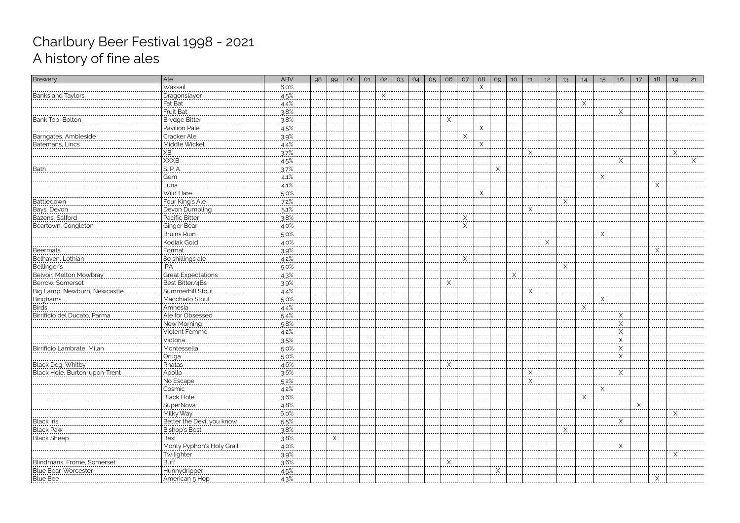# Charlbury Beer Festival 1998 - 2021
# A history of fine ales

| Brewery | Ale | ABV | 98 | 99 | 00 | 01 | 02 | 03 | 04 | 05 | 06 | 07 | 08 | 09 | 10 | 11 | 12 | 13 | 14 | 15 | 16 | 17 | 18 | 19 | 21 |
|---|---|---|---|---|---|---|---|---|---|---|---|---|---|---|---|---|---|---|---|---|---|---|---|---|---|
| | Wassail | 6.0% | | | | | | | | | | | X | | | | | | | | | | | | |
| Banks and Taylors | Dragonslayer | 4.5% | | | | | X | | | | | | | | | | | | | | | | | | |
| | Fat Bat | 4.4% | | | | | | | | | | | | | | | | | X | | | | | | |
| | Fruit Bat | 3.8% | | | | | | | | | | | | | | | | | | | X | | | | |
| Bank Top, Bolton | Brydge Bitter | 3.8% | | | | | | | | | X | | | | | | | | | | | | | | |
| | Pavilion Pale | 4.5% | | | | | | | | | | | X | | | | | | | | | | | | |
| Barngates, Ambleside | Cracker Ale | 3.9% | | | | | | | | | | X | | | | | | | | | | | | | |
| Batemans, Lincs | Middle Wicket | 4.4% | | | | | | | | | | | X | | | | | | | | | | | | |
| | XB | 3.7% | | | | | | | | | | | | | | X | | | | | | | | X | |
| | XXXB | 4.5% | | | | | | | | | | | | | | | | | | | X | | | | X |
| Bath | S. P. A. | 3.7% | | | | | | | | | | | | X | | | | | | | | | | | |
| | Gem | 4.1% | | | | | | | | | | | | | | | | | | X | | | | | |
| | Luna | 4.1% | | | | | | | | | | | | | | | | | | | | | X | | |
| | Wild Hare | 5.0% | | | | | | | | | | | X | | | | | | | | | | | | |
| Battledown | Four King's Ale | 7.2% | | | | | | | | | | | | | | | | X | | | | | | | |
| Bays, Devon | Devon Dumpling | 5.1% | | | | | | | | | | | | | | X | | | | | | | | | |
| Bazens, Salford | Pacific Bitter | 3.8% | | | | | | | | | | X | | | | | | | | | | | | | |
| Beartown, Congleton | Ginger Bear | 4.0% | | | | | | | | | | X | | | | | | | | | | | | | |
| | Bruins Ruin | 5.0% | | | | | | | | | | | | | | | | | | X | | | | | |
| | Kodiak Gold | 4.0% | | | | | | | | | | | | | | | X | | | | | | | | |
| Beermats | Format | 3.9% | | | | | | | | | | | | | | | | | | | | | X | | |
| Belhaven, Lothian | 80 shillings ale | 4.2% | | | | | | | | | | X | | | | | | | | | | | | | |
| Bellinger's | IPA | 5.0% | | | | | | | | | | | | | | | | X | | | | | | | |
| Belvoir, Melton Mowbray | Great Expectations | 4.3% | | | | | | | | | | | | | X | | | | | | | | | | |
| Berrow, Somerset | Best Bitter/4Bs | 3.9% | | | | | | | | | X | | | | | | | | | | | | | | |
| Big Lamp, Newburn, Newcastle | Summerhill Stout | 4.4% | | | | | | | | | | | | | | X | | | | | | | | | |
| Binghams | Macchiato Stout | 5.0% | | | | | | | | | | | | | | | | | | X | | | | | |
| Birds | Amnesia | 4.4% | | | | | | | | | | | | | | | | | X | | | | | | |
| Birrificio del Ducato, Parma | Ale for Obsessed | 5.4% | | | | | | | | | | | | | | | | | | | X | | | | |
| | New Morning | 5.8% | | | | | | | | | | | | | | | | | | | X | | | | |
| | Violent Femme | 4.2% | | | | | | | | | | | | | | | | | | | X | | | | |
| | Victoria | 3.5% | | | | | | | | | | | | | | | | | | | X | | | | |
| Birrificio Lambrate, Milan | Montessella | 5.0% | | | | | | | | | | | | | | | | | | | X | | | | |
| | Ortiga | 5.0% | | | | | | | | | | | | | | | | | | | X | | | | |
| Black Dog, Whitby | Rhatas | 4.6% | | | | | | | | | X | | | | | | | | | | | | | | |
| Black Hole, Burton-upon-Trent | Apollo | 3.6% | | | | | | | | | | | | | | X | | | | | X | | | | |
| | No Escape | 5.2% | | | | | | | | | | | | | | X | | | | | | | | | |
| | Cosmic | 4.2% | | | | | | | | | | | | | | | | | | X | | | | | |
| | Black Hole | 3.6% | | | | | | | | | | | | | | | | | X | | | | | | |
| | SuperNova | 4.8% | | | | | | | | | | | | | | | | | | | | X | | | |
| | Milky Way | 6.0% | | | | | | | | | | | | | | | | | | | | | | X | |
| Black Iris | Better the Devil you know | 5.5% | | | | | | | | | | | | | | | | | | | X | | | | |
| Black Paw | Bishop's Best | 3.8% | | | | | | | | | | | | | | | | X | | | | | | | |
| Black Sheep | Best | 3.8% | | X | | | | | | | | | | | | | | | | | | | | | |
| | Monty Pyphon's Holy Grail | 4.0% | | | | | | | | | | | | | | | | | | | X | | | | |
| | Twilighter | 3.9% | | | | | | | | | | | | | | | | | | | | | | X | |
| Blindmans, Frome, Somerset | Buff | 3.6% | | | | | | | | | X | | | | | | | | | | | | | | |
| Blue Bear, Worcester | Hunnydripper | 4.5% | | | | | | | | | | | | X | | | | | | | | | | | |
| Blue Bee | American 5 Hop | 4.3% | | | | | | | | | | | | | | | | | | | | | X | | |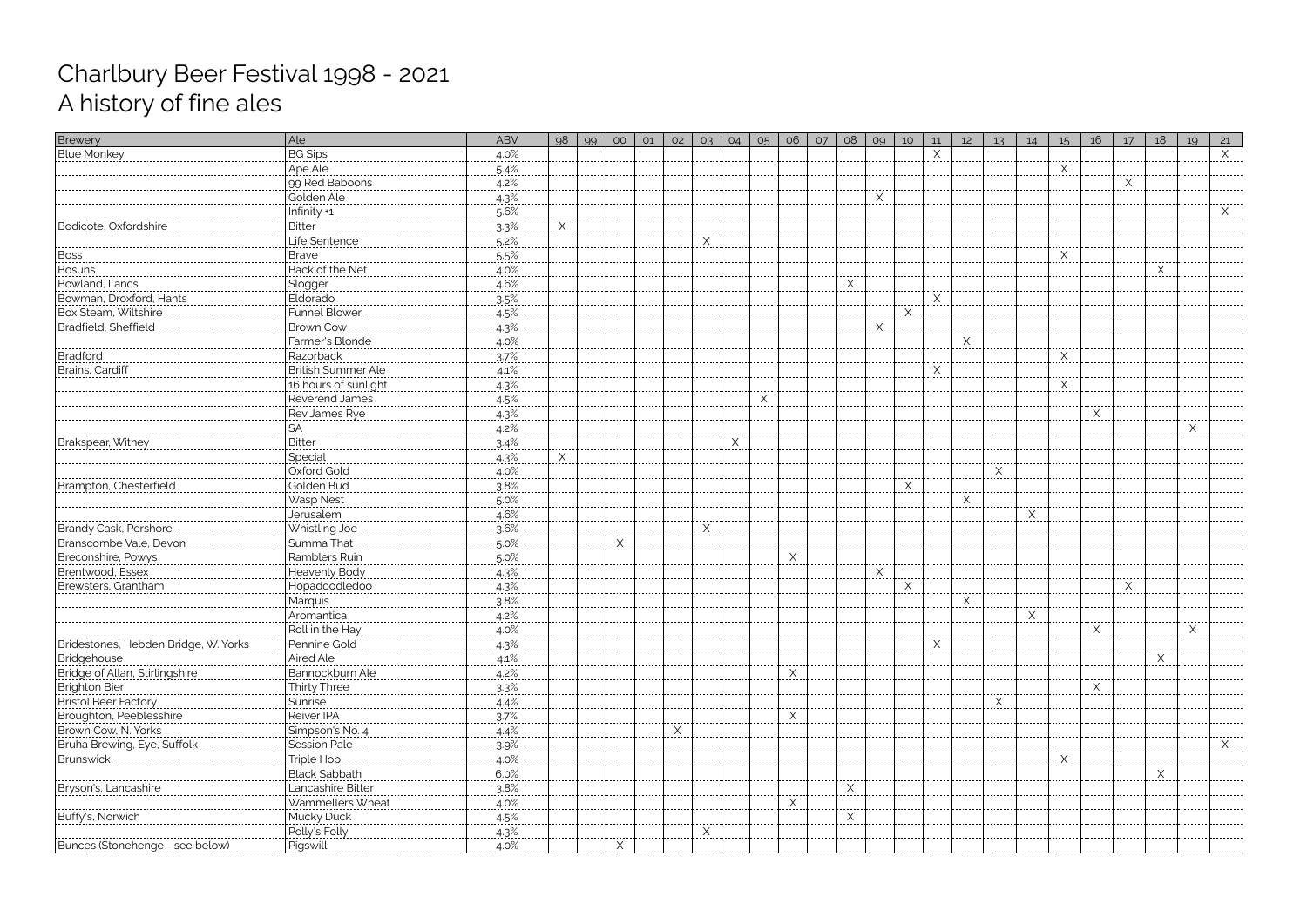# Charlbury Beer Festival 1998 - 2021
# A history of fine ales

| Brewery | Ale | ABV | 98 | 99 | 00 | 01 | 02 | 03 | 04 | 05 | 06 | 07 | 08 | 09 | 10 | 11 | 12 | 13 | 14 | 15 | 16 | 17 | 18 | 19 | 21 |
|---|---|---|---|---|---|---|---|---|---|---|---|---|---|---|---|---|---|---|---|---|---|---|---|---|---|
| Blue Monkey | BG Sips | 4.0% | | | | | | | | | | | | | | X | | | | | | | | | X |
| | Ape Ale | 5.4% | | | | | | | | | | | | | | | | | | X | | | | | |
| | 99 Red Baboons | 4.2% | | | | | | | | | | | | | | | | | | | | X | | | |
| | Golden Ale | 4.3% | | | | | | | | | | | | X | | | | | | | | | | | |
| | Infinity +1 | 5.6% | | | | | | | | | | | | | | | | | | | | | | | X |
| Bodicote, Oxfordshire | Bitter | 3.3% | X | | | | | | | | | | | | | | | | | | | | | | |
| | Life Sentence | 5.2% | | | | | | X | | | | | | | | | | | | | | | | | |
| Boss | Brave | 5.5% | | | | | | | | | | | | | | | | | | X | | | | | |
| Bosuns | Back of the Net | 4.0% | | | | | | | | | | | | | | | | | | | | | X | | |
| Bowland, Lancs | Slogger | 4.6% | | | | | | | | | | | X | | | | | | | | | | | | |
| Bowman, Droxford, Hants | Eldorado | 3.5% | | | | | | | | | | | | | | X | | | | | | | | | |
| Box Steam, Wiltshire | Funnel Blower | 4.5% | | | | | | | | | | | | | X | | | | | | | | | | |
| Bradfield, Sheffield | Brown Cow | 4.3% | | | | | | | | | | | | X | | | | | | | | | | | |
| | Farmer's Blonde | 4.0% | | | | | | | | | | | | | | | X | | | | | | | | |
| Bradford | Razorback | 3.7% | | | | | | | | | | | | | | | | | | X | | | | | |
| Brains, Cardiff | British Summer Ale | 4.1% | | | | | | | | | | | | | | X | | | | | | | | | |
| | 16 hours of sunlight | 4.3% | | | | | | | | | | | | | | | | | | X | | | | | |
| | Reverend James | 4.5% | | | | | | | | X | | | | | | | | | | | | | | | |
| | Rev James Rye | 4.3% | | | | | | | | | | | | | | | | | | | X | | | | |
| | SA | 4.2% | | | | | | | | | | | | | | | | | | | | | | X | |
| Brakspear, Witney | Bitter | 3.4% | | | | | | | X | | | | | | | | | | | | | | | | |
| | Special | 4.3% | X | | | | | | | | | | | | | | | | | | | | | | |
| | Oxford Gold | 4.0% | | | | | | | | | | | | | | | | X | | | | | | | |
| Brampton, Chesterfield | Golden Bud | 3.8% | | | | | | | | | | | | | X | | | | | | | | | | |
| | Wasp Nest | 5.0% | | | | | | | | | | | | | | | X | | | | | | | | |
| | Jerusalem | 4.6% | | | | | | | | | | | | | | | | | X | | | | | | |
| Brandy Cask, Pershore | Whistling Joe | 3.6% | | | | | | X | | | | | | | | | | | | | | | | | |
| Branscombe Vale, Devon | Summa That | 5.0% | | | X | | | | | | | | | | | | | | | | | | | | |
| Breconshire, Powys | Ramblers Ruin | 5.0% | | | | | | | | | X | | | | | | | | | | | | | | |
| Brentwood, Essex | Heavenly Body | 4.3% | | | | | | | | | | | | X | | | | | | | | | | | |
| Brewsters, Grantham | Hopadoodledoo | 4.3% | | | | | | | | | | | | | X | | | | | | | X | | | |
| | Marquis | 3.8% | | | | | | | | | | | | | | | X | | | | | | | | |
| | Aromantica | 4.2% | | | | | | | | | | | | | | | | | X | | | | | | |
| | Roll in the Hay | 4.0% | | | | | | | | | | | | | | | | | | | X | | | X | |
| Bridestones, Hebden Bridge, W. Yorks | Pennine Gold | 4.3% | | | | | | | | | | | | | | X | | | | | | | | | |
| Bridgehouse | Aired Ale | 4.1% | | | | | | | | | | | | | | | | | | | | | X | | |
| Bridge of Allan, Stirlingshire | Bannockburn Ale | 4.2% | | | | | | | | | X | | | | | | | | | | | | | | |
| Brighton Bier | Thirty Three | 3.3% | | | | | | | | | | | | | | | | | | | X | | | | |
| Bristol Beer Factory | Sunrise | 4.4% | | | | | | | | | | | | | | | | X | | | | | | | |
| Broughton, Peeblesshire | Reiver IPA | 3.7% | | | | | | | | | X | | | | | | | | | | | | | | |
| Brown Cow, N. Yorks | Simpson's No. 4 | 4.4% | | | | | X | | | | | | | | | | | | | | | | | | |
| Bruha Brewing, Eye, Suffolk | Session Pale | 3.9% | | | | | | | | | | | | | | | | | | | | | | | X |
| Brunswick | Triple Hop | 4.0% | | | | | | | | | | | | | | | | | | X | | | | | |
| | Black Sabbath | 6.0% | | | | | | | | | | | | | | | | | | | | | X | | |
| Bryson's, Lancashire | Lancashire Bitter | 3.8% | | | | | | | | | | | X | | | | | | | | | | | | |
| | Wammellers Wheat | 4.0% | | | | | | | | | X | | | | | | | | | | | | | | |
| Buffy's, Norwich | Mucky Duck | 4.5% | | | | | | | | | | | X | | | | | | | | | | | | |
| | Polly's Folly | 4.3% | | | | | | X | | | | | | | | | | | | | | | | | |
| Bunces (Stonehenge - see below) | Pigswill | 4.0% | | | X | | | | | | | | | | | | | | | | | | | | |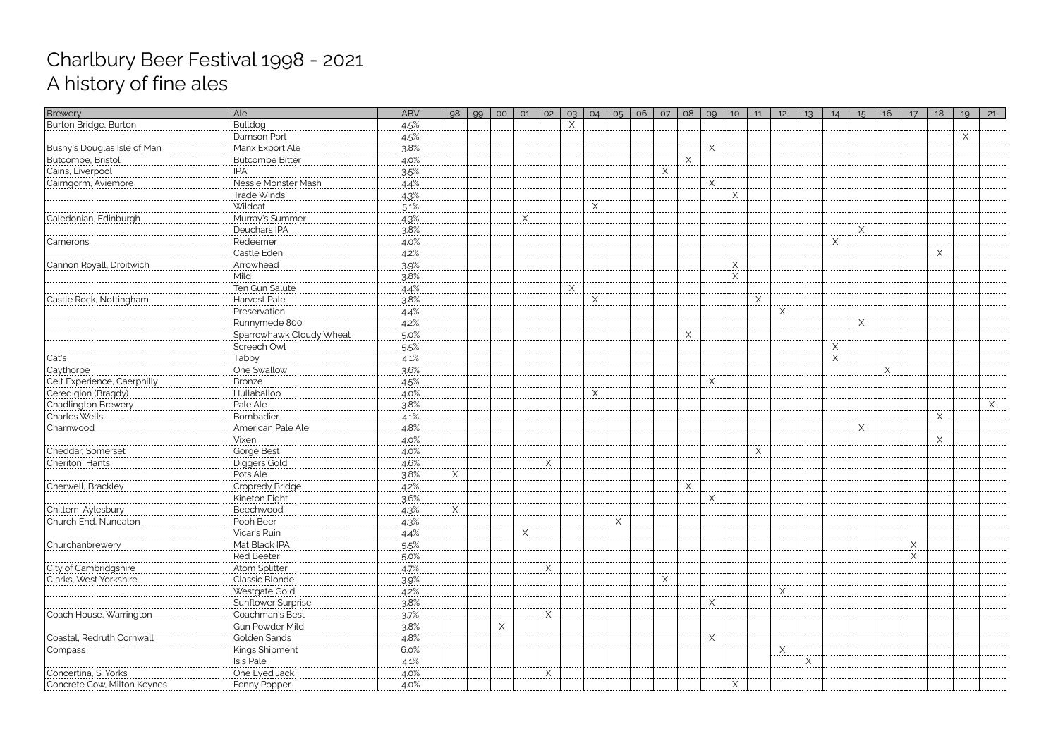# Charlbury Beer Festival 1998 - 2021
## A history of fine ales

| Brewery | Ale | ABV | 98 | 99 | 00 | 01 | 02 | 03 | 04 | 05 | 06 | 07 | 08 | 09 | 10 | 11 | 12 | 13 | 14 | 15 | 16 | 17 | 18 | 19 | 21 |
|---|---|---|---|---|---|---|---|---|---|---|---|---|---|---|---|---|---|---|---|---|---|---|---|---|---|
| Burton Bridge, Burton | Bulldog | 4.5% | | | | | | X | | | | | | | | | | | | | | | | | |
| | Damson Port | 4.5% | | | | | | | | | | | | | | | | | | | | | | X | |
| Bushy's Douglas Isle of Man | Manx Export Ale | 3.8% | | | | | | | | | | | | X | | | | | | | | | | | |
| Butcombe, Bristol | Butcombe Bitter | 4.0% | | | | | | | | | | | X | | | | | | | | | | | | |
| Cains, Liverpool | IPA | 3.5% | | | | | | | | | | X | | | | | | | | | | | | | |
| Cairngorm, Aviemore | Nessie Monster Mash | 4.4% | | | | | | | | | | | | X | | | | | | | | | | | |
| | Trade Winds | 4.3% | | | | | | | | | | | | | X | | | | | | | | | | |
| | Wildcat | 5.1% | | | | | | | X | | | | | | | | | | | | | | | | |
| Caledonian, Edinburgh | Murray's Summer | 4.3% | | | | X | | | | | | | | | | | | | | | | | | | |
| | Deuchars IPA | 3.8% | | | | | | | | | | | | | | | | | | X | | | | | |
| Camerons | Redeemer | 4.0% | | | | | | | | | | | | | | | | | X | | | | | | |
| | Castle Eden | 4.2% | | | | | | | | | | | | | | | | | | | | | X | | |
| Cannon Royall, Droitwich | Arrowhead | 3.9% | | | | | | | | | | | | | X | | | | | | | | | | |
| | Mild | 3.8% | | | | | | | | | | | | | X | | | | | | | | | | |
| | Ten Gun Salute | 4.4% | | | | | | X | | | | | | | | | | | | | | | | | |
| Castle Rock, Nottingham | Harvest Pale | 3.8% | | | | | | | X | | | | | | | X | | | | | | | | | |
| | Preservation | 4.4% | | | | | | | | | | | | | | | X | | | | | | | | |
| | Runnymede 800 | 4.2% | | | | | | | | | | | | | | | | | | X | | | | | |
| | Sparrowhawk Cloudy Wheat | 5.0% | | | | | | | | | | | X | | | | | | | | | | | | |
| | Screech Owl | 5.5% | | | | | | | | | | | | | | | | | X | | | | | | |
| Cat's | Tabby | 4.1% | | | | | | | | | | | | | | | | | X | | | | | | |
| Caythorpe | One Swallow | 3.6% | | | | | | | | | | | | | | | | | | | X | | | | |
| Celt Experience, Caerphilly | Bronze | 4.5% | | | | | | | | | | | | X | | | | | | | | | | | |
| Ceredigion (Bragdy) | Hullabaloo | 4.0% | | | | | | | X | | | | | | | | | | | | | | | | |
| Chadlington Brewery | Pale Ale | 3.8% | | | | | | | | | | | | | | | | | | | | | | | X |
| Charles Wells | Bombadier | 4.1% | | | | | | | | | | | | | | | | | | | | | X | | |
| Charnwood | American Pale Ale | 4.8% | | | | | | | | | | | | | | | | | | X | | | | | |
| | Vixen | 4.0% | | | | | | | | | | | | | | | | | | | | | X | | |
| Cheddar, Somerset | Gorge Best | 4.0% | | | | | | | | | | | | | | X | | | | | | | | | |
| Cheriton, Hants | Diggers Gold | 4.6% | | | | | X | | | | | | | | | | | | | | | | | | |
| | Pots Ale | 3.8% | X | | | | | | | | | | | | | | | | | | | | | | |
| Cherwell, Brackley | Cropredy Bridge | 4.2% | | | | | | | | | | | X | | | | | | | | | | | | |
| | Kineton Fight | 3.6% | | | | | | | | | | | | X | | | | | | | | | | | |
| Chiltern, Aylesbury | Beechwood | 4.3% | X | | | | | | | | | | | | | | | | | | | | | | |
| Church End, Nuneaton | Pooh Beer | 4.3% | | | | | | | | X | | | | | | | | | | | | | | | |
| | Vicar's Ruin | 4.4% | | | | X | | | | | | | | | | | | | | | | | | | |
| Churchanbrewery | Mat Black IPA | 5.5% | | | | | | | | | | | | | | | | | | | | X | | | |
| | Red Beeter | 5.0% | | | | | | | | | | | | | | | | | | | | X | | | |
| City of Cambridgshire | Atom Splitter | 4.7% | | | | | X | | | | | | | | | | | | | | | | | | |
| Clarks, West Yorkshire | Classic Blonde | 3.9% | | | | | | | | | | X | | | | | | | | | | | | | |
| | Westgate Gold | 4.2% | | | | | | | | | | | | | | | X | | | | | | | | |
| | Sunflower Surprise | 3.8% | | | | | | | | | | | | X | | | | | | | | | | | |
| Coach House, Warrington | Coachman's Best | 3.7% | | | | | X | | | | | | | | | | | | | | | | | | |
| | Gun Powder Mild | 3.8% | | | X | | | | | | | | | | | | | | | | | | | | |
| Coastal, Redruth Cornwall | Golden Sands | 4.8% | | | | | | | | | | | | X | | | | | | | | | | | |
| Compass | Kings Shipment | 6.0% | | | | | | | | | | | | | | | X | | | | | | | | |
| | Isis Pale | 4.1% | | | | | | | | | | | | | | | | X | | | | | | | |
| Concertina, S. Yorks | One Eyed Jack | 4.0% | | | | | X | | | | | | | | | | | | | | | | | | |
| Concrete Cow, Milton Keynes | Fenny Popper | 4.0% | | | | | | | | | | | | | X | | | | | | | | | | |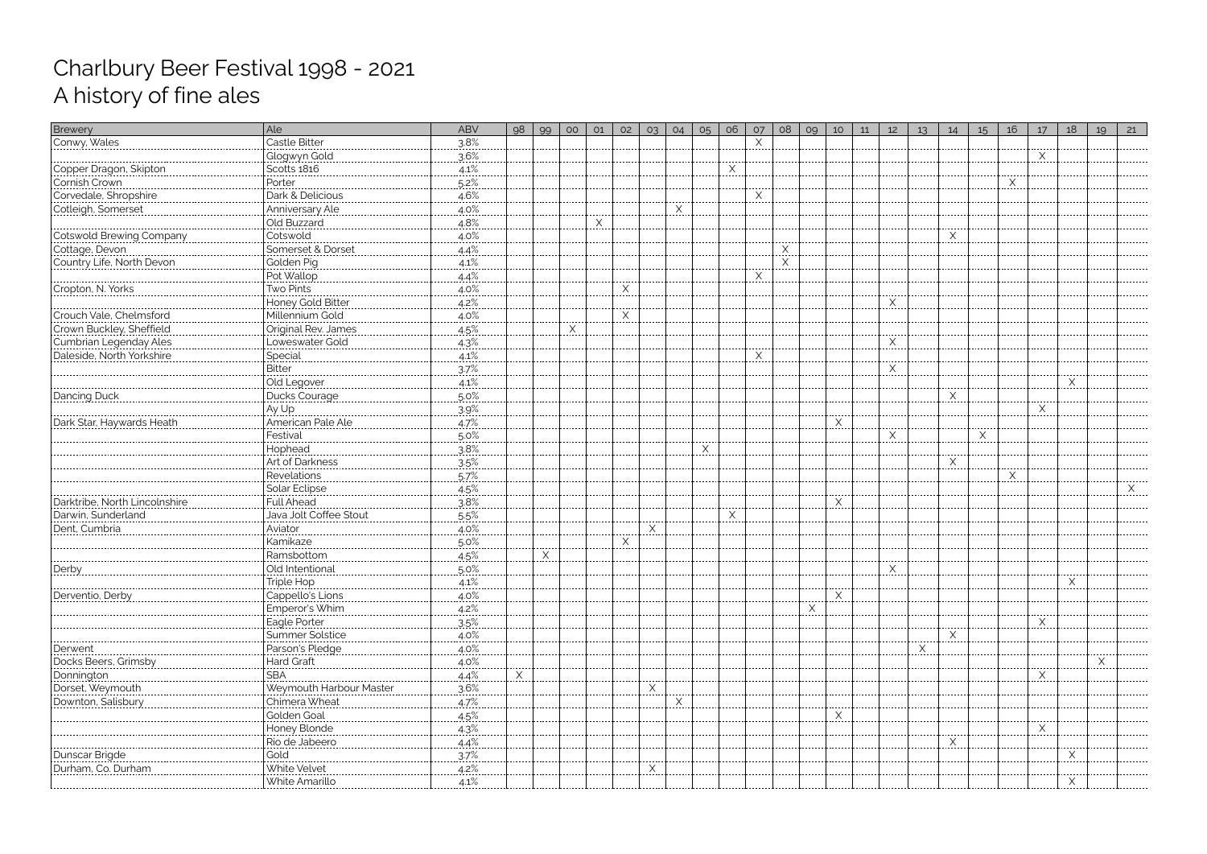# Charlbury Beer Festival 1998 - 2021
## A history of fine ales

| Brewery | Ale | ABV | 98 | 99 | 00 | 01 | 02 | 03 | 04 | 05 | 06 | 07 | 08 | 09 | 10 | 11 | 12 | 13 | 14 | 15 | 16 | 17 | 18 | 19 | 21 |
|---|---|---|---|---|---|---|---|---|---|---|---|---|---|---|---|---|---|---|---|---|---|---|---|---|---|
| Conwy, Wales | Castle Bitter | 3.8% | | | | | | | | | | X | | | | | | | | | | | | | |
| | Glogwyn Gold | 3.6% | | | | | | | | | | | | | | | | | | | | X | | | |
| Copper Dragon, Skipton | Scotts 1816 | 4.1% | | | | | | | | | X | | | | | | | | | | | | | | |
| Cornish Crown | Porter | 5.2% | | | | | | | | | | | | | | | | | | | X | | | | |
| Corvedale, Shropshire | Dark & Delicious | 4.6% | | | | | | | | | | X | | | | | | | | | | | | | |
| Cotleigh, Somerset | Anniversary Ale | 4.0% | | | | | | | X | | | | | | | | | | | | | | | | |
| | Old Buzzard | 4.8% | | | | X | | | | | | | | | | | | | | | | | | | |
| Cotswold Brewing Company | Cotswold | 4.0% | | | | | | | | | | | | | | | | | X | | | | | | |
| Cottage, Devon | Somerset & Dorset | 4.4% | | | | | | | | | | | X | | | | | | | | | | | | |
| Country Life, North Devon | Golden Pig | 4.1% | | | | | | | | | | | X | | | | | | | | | | | | |
| | Pot Wallop | 4.4% | | | | | | | | | | X | | | | | | | | | | | | | |
| Cropton, N. Yorks | Two Pints | 4.0% | | | | | X | | | | | | | | | | | | | | | | | | |
| | Honey Gold Bitter | 4.2% | | | | | | | | | | | | | | | X | | | | | | | | |
| Crouch Vale, Chelmsford | Millennium Gold | 4.0% | | | | | X | | | | | | | | | | | | | | | | | | |
| Crown Buckley, Sheffield | Original Rev. James | 4.5% | | | X | | | | | | | | | | | | | | | | | | | | |
| Cumbrian Legenday Ales | Loweswater Gold | 4.3% | | | | | | | | | | | | | | | X | | | | | | | | |
| Daleside, North Yorkshire | Special | 4.1% | | | | | | | | | | X | | | | | | | | | | | | | |
| | Bitter | 3.7% | | | | | | | | | | | | | | | X | | | | | | | | |
| | Old Legover | 4.1% | | | | | | | | | | | | | | | | | | | | | X | | |
| Dancing Duck | Ducks Courage | 5.0% | | | | | | | | | | | | | | | | | X | | | | | | |
| | Ay Up | 3.9% | | | | | | | | | | | | | | | | | | | | X | | | |
| Dark Star, Haywards Heath | American Pale Ale | 4.7% | | | | | | | | | | | | | X | | | | | | | | | | |
| | Festival | 5.0% | | | | | | | | | | | | | | | X | | | X | | | | | |
| | Hophead | 3.8% | | | | | | | | X | | | | | | | | | | | | | | | |
| | Art of Darkness | 3.5% | | | | | | | | | | | | | | | | | X | | | | | | |
| | Revelations | 5.7% | | | | | | | | | | | | | | | | | | | X | | | | |
| | Solar Eclipse | 4.5% | | | | | | | | | | | | | | | | | | | | | | | X |
| Darktribe, North Lincolnshire | Full Ahead | 3.8% | | | | | | | | | | | | | X | | | | | | | | | | |
| Darwin, Sunderland | Java Jolt Coffee Stout | 5.5% | | | | | | | | | X | | | | | | | | | | | | | | |
| Dent, Cumbria | Aviator | 4.0% | | | | | | X | | | | | | | | | | | | | | | | | |
| | Kamikaze | 5.0% | | | | | X | | | | | | | | | | | | | | | | | | |
| | Ramsbottom | 4.5% | | X | | | | | | | | | | | | | | | | | | | | | |
| Derby | Old Intentional | 5.0% | | | | | | | | | | | | | | | X | | | | | | | | |
| | Triple Hop | 4.1% | | | | | | | | | | | | | | | | | | | | | X | | |
| Derventio, Derby | Cappello's Lions | 4.0% | | | | | | | | | | | | | X | | | | | | | | | | |
| | Emperor's Whim | 4.2% | | | | | | | | | | | | X | | | | | | | | | | | |
| | Eagle Porter | 3.5% | | | | | | | | | | | | | | | | | | | | X | | | |
| | Summer Solstice | 4.0% | | | | | | | | | | | | | | | | | X | | | | | | |
| Derwent | Parson's Pledge | 4.0% | | | | | | | | | | | | | | | | X | | | | | | | |
| Docks Beers, Grimsby | Hard Graft | 4.0% | | | | | | | | | | | | | | | | | | | | | | X | |
| Donnington | SBA | 4.4% | X | | | | | | | | | | | | | | | | | | | X | | | |
| Dorset, Weymouth | Weymouth Harbour Master | 3.6% | | | | | | X | | | | | | | | | | | | | | | | | |
| Downton, Salisbury | Chimera Wheat | 4.7% | | | | | | | X | | | | | | | | | | | | | | | | |
| | Golden Goal | 4.5% | | | | | | | | | | | | | X | | | | | | | | | | |
| | Honey Blonde | 4.3% | | | | | | | | | | | | | | | | | | | | X | | | |
| | Rio de Jabeero | 4.4% | | | | | | | | | | | | | | | | | X | | | | | | |
| Dunscar Brigde | Gold | 3.7% | | | | | | | | | | | | | | | | | | | | | X | | |
| Durham, Co. Durham | White Velvet | 4.2% | | | | | | X | | | | | | | | | | | | | | | | | |
| | White Amarillo | 4.1% | | | | | | | | | | | | | | | | | | | | | X | | |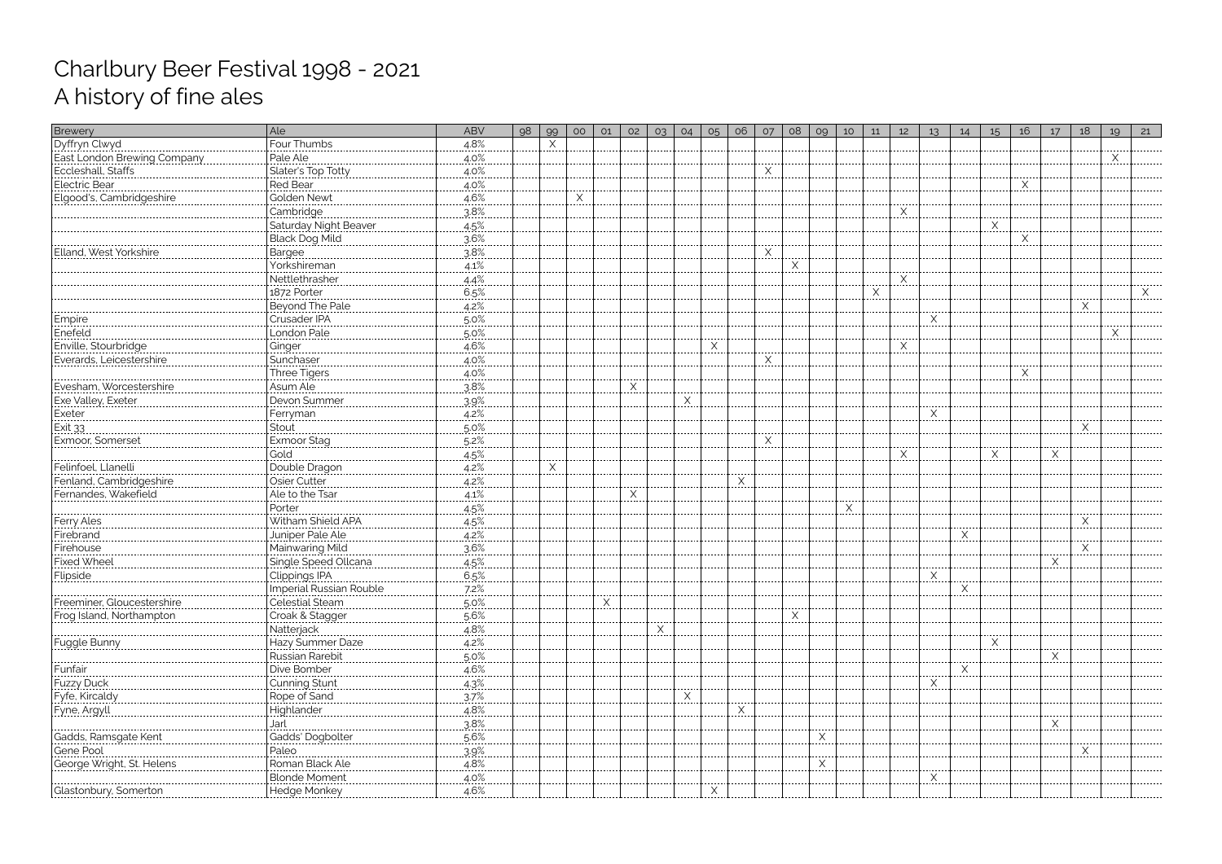# Charlbury Beer Festival 1998 - 2021
# A history of fine ales

| Brewery | Ale | ABV | 98 | 99 | 00 | 01 | 02 | 03 | 04 | 05 | 06 | 07 | 08 | 09 | 10 | 11 | 12 | 13 | 14 | 15 | 16 | 17 | 18 | 19 | 21 |
|---|---|---|---|---|---|---|---|---|---|---|---|---|---|---|---|---|---|---|---|---|---|---|---|---|---|
| Dyffryn Clwyd | Four Thumbs | 4.8% | | X | | | | | | | | | | | | | | | | | | | | | |
| East London Brewing Company | Pale Ale | 4.0% | | | | | | | | | | | | | | | | | | | | | | X | |
| Eccleshall, Staffs | Slater's Top Totty | 4.0% | | | | | | | | | | X | | | | | | | | | | | | | |
| Electric Bear | Red Bear | 4.0% | | | | | | | | | | | | | | | | | | | X | | | | |
| Elgood's, Cambridgeshire | Golden Newt | 4.6% | | | X | | | | | | | | | | | | | | | | | | | | |
| | Cambridge | 3.8% | | | | | | | | | | | | | | | X | | | | | | | | |
| | Saturday Night Beaver | 4.5% | | | | | | | | | | | | | | | | | | X | | | | | |
| | Black Dog Mild | 3.6% | | | | | | | | | | | | | | | | | | | X | | | | |
| Elland, West Yorkshire | Bargee | 3.8% | | | | | | | | | | X | | | | | | | | | | | | | |
| | Yorkshireman | 4.1% | | | | | | | | | | | X | | | | | | | | | | | | |
| | Nettlethrasher | 4.4% | | | | | | | | | | | | | | | X | | | | | | | | |
| | 1872 Porter | 6.5% | | | | | | | | | | | | | | X | | | | | | | | | X |
| | Beyond The Pale | 4.2% | | | | | | | | | | | | | | | | | | | | | X | | |
| Empire | Crusader IPA | 5.0% | | | | | | | | | | | | | | | | X | | | | | | | |
| Enefeld | London Pale | 5.0% | | | | | | | | | | | | | | | | | | | | | | X | |
| Enville, Stourbridge | Ginger | 4.6% | | | | | | | | X | | | | | | | X | | | | | | | | |
| Everards, Leicestershire | Sunchaser | 4.0% | | | | | | | | | | X | | | | | | | | | | | | | |
| | Three Tigers | 4.0% | | | | | | | | | | | | | | | | | | | X | | | | |
| Evesham, Worcestershire | Asum Ale | 3.8% | | | | | X | | | | | | | | | | | | | | | | | | |
| Exe Valley, Exeter | Devon Summer | 3.9% | | | | | | | X | | | | | | | | | | | | | | | | |
| Exeter | Ferryman | 4.2% | | | | | | | | | | | | | | | | X | | | | | | | |
| Exit 33 | Stout | 5.0% | | | | | | | | | | | | | | | | | | | | | X | | |
| Exmoor, Somerset | Exmoor Stag | 5.2% | | | | | | | | | | X | | | | | | | | | | | | | |
| | Gold | 4.5% | | | | | | | | | | | | | | | X | | | X | | X | | | |
| Felinfoel, Llanelli | Double Dragon | 4.2% | | X | | | | | | | | | | | | | | | | | | | | | |
| Fenland, Cambridgeshire | Osier Cutter | 4.2% | | | | | | | | | X | | | | | | | | | | | | | | |
| Fernandes, Wakefield | Ale to the Tsar | 4.1% | | | | | X | | | | | | | | | | | | | | | | | | |
| | Porter | 4.5% | | | | | | | | | | | | | X | | | | | | | | | | |
| Ferry Ales | Witham Shield APA | 4.5% | | | | | | | | | | | | | | | | | | | | | X | | |
| Firebrand | Juniper Pale Ale | 4.2% | | | | | | | | | | | | | | | | | X | | | | | | |
| Firehouse | Mainwaring Mild | 3.6% | | | | | | | | | | | | | | | | | | | | | X | | |
| Fixed Wheel | Single Speed Ollcana | 4.5% | | | | | | | | | | | | | | | | | | | | X | | | |
| Flipside | Clippings IPA | 6.5% | | | | | | | | | | | | | | | | X | | | | | | | |
| | Imperial Russian Rouble | 7.2% | | | | | | | | | | | | | | | | | X | | | | | | |
| Freeminer, Gloucestershire | Celestial Steam | 5.0% | | | | X | | | | | | | | | | | | | | | | | | | |
| Frog Island, Northampton | Croak & Stagger | 5.6% | | | | | | | | | | | X | | | | | | | | | | | | |
| | Natterjack | 4.8% | | | | | | X | | | | | | | | | | | | | | | | | |
| Fuggle Bunny | Hazy Summer Daze | 4.2% | | | | | | | | | | | | | | | | | | X | | | | | |
| | Russian Rarebit | 5.0% | | | | | | | | | | | | | | | | | | | | X | | | |
| Funfair | Dive Bomber | 4.6% | | | | | | | | | | | | | | | | | X | | | | | | |
| Fuzzy Duck | Cunning Stunt | 4.3% | | | | | | | | | | | | | | | | X | | | | | | | |
| Fyfe, Kircaldy | Rope of Sand | 3.7% | | | | | | | X | | | | | | | | | | | | | | | | |
| Fyne, Argyll | Highlander | 4.8% | | | | | | | | | X | | | | | | | | | | | | | | |
| | Jarl | 3.8% | | | | | | | | | | | | | | | | | | | | X | | | |
| Gadds, Ramsgate Kent | Gadds' Dogbolter | 5.6% | | | | | | | | | | | | X | | | | | | | | | | | |
| Gene Pool | Paleo | 3.9% | | | | | | | | | | | | | | | | | | | | | X | | |
| George Wright, St. Helens | Roman Black Ale | 4.8% | | | | | | | | | | | | X | | | | | | | | | | | |
| | Blonde Moment | 4.0% | | | | | | | | | | | | | | | | X | | | | | | | |
| Glastonbury, Somerton | Hedge Monkey | 4.6% | | | | | | | | X | | | | | | | | | | | | | | | |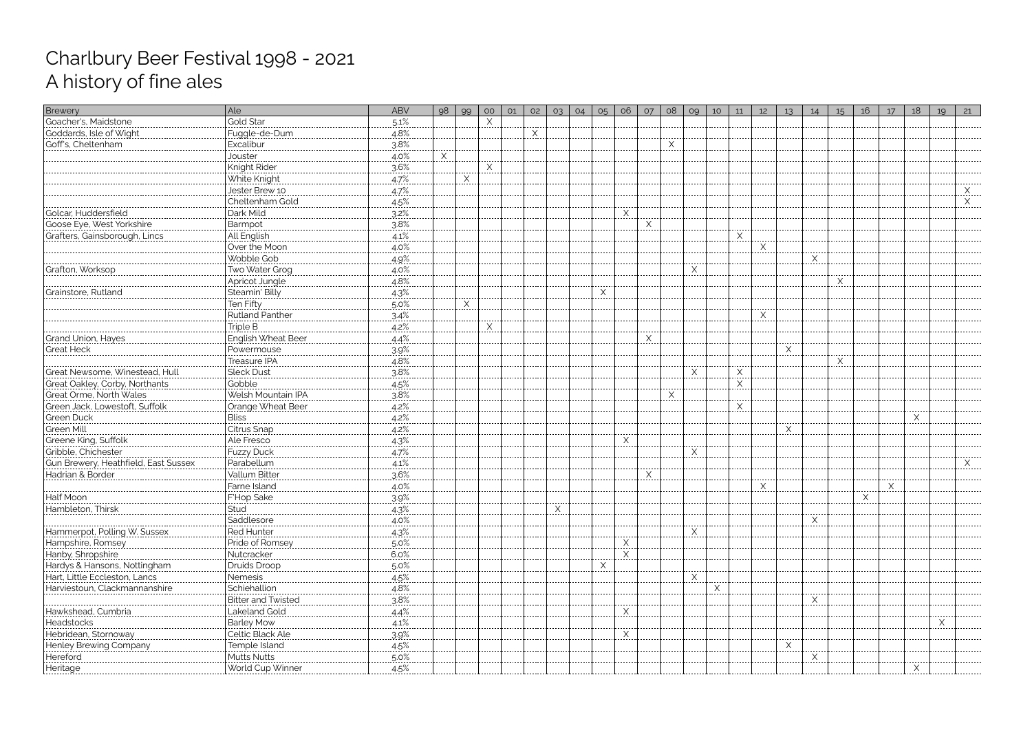# Charlbury Beer Festival 1998 - 2021
# A history of fine ales

| Brewery | Ale | ABV | 98 | 99 | 00 | 01 | 02 | 03 | 04 | 05 | 06 | 07 | 08 | 09 | 10 | 11 | 12 | 13 | 14 | 15 | 16 | 17 | 18 | 19 | 21 |
|---|---|---|---|---|---|---|---|---|---|---|---|---|---|---|---|---|---|---|---|---|---|---|---|---|---|
| Goacher's, Maidstone | Gold Star | 5.1% | | | X | | | | | | | | | | | | | | | | | | | | |
| Goddards, Isle of Wight | Fuggle-de-Dum | 4.8% | | | | | X | | | | | | | | | | | | | | | | | | |
| Goff's, Cheltenham | Excalibur | 3.8% | | | | | | | | | | | X | | | | | | | | | | | | |
| | Jouster | 4.0% | X | | | | | | | | | | | | | | | | | | | | | | |
| | Knight Rider | 3.6% | | | X | | | | | | | | | | | | | | | | | | | | |
| | White Knight | 4.7% | | X | | | | | | | | | | | | | | | | | | | | | |
| | Jester Brew 10 | 4.7% | | | | | | | | | | | | | | | | | | | | | | | X |
| | Cheltenham Gold | 4.5% | | | | | | | | | | | | | | | | | | | | | | | X |
| Golcar, Huddersfield | Dark Mild | 3.2% | | | | | | | | | X | | | | | | | | | | | | | | |
| Goose Eye, West Yorkshire | Barmpot | 3.8% | | | | | | | | | | X | | | | | | | | | | | | | |
| Grafters, Gainsborough, Lincs | All English | 4.1% | | | | | | | | | | | | | | X | | | | | | | | | |
| | Over the Moon | 4.0% | | | | | | | | | | | | | | | X | | | | | | | | |
| | Wobble Gob | 4.9% | | | | | | | | | | | | | | | | | X | | | | | | |
| Grafton, Worksop | Two Water Grog | 4.0% | | | | | | | | | | | | X | | | | | | | | | | | |
| | Apricot Jungle | 4.8% | | | | | | | | | | | | | | | | | | X | | | | | |
| Grainstore, Rutland | Steamin' Billy | 4.3% | | | | | | | | X | | | | | | | | | | | | | | | |
| | Ten Fifty | 5.0% | | X | | | | | | | | | | | | | | | | | | | | | |
| | Rutland Panther | 3.4% | | | | | | | | | | | | | | | X | | | | | | | | |
| | Triple B | 4.2% | | | X | | | | | | | | | | | | | | | | | | | | |
| Grand Union, Hayes | English Wheat Beer | 4.4% | | | | | | | | | | X | | | | | | | | | | | | | |
| Great Heck | Powermouse | 3.9% | | | | | | | | | | | | | | | | X | | | | | | | |
| | Treasure IPA | 4.8% | | | | | | | | | | | | | | | | | | X | | | | | |
| Great Newsome, Winestead, Hull | Sleck Dust | 3.8% | | | | | | | | | | | | X | | X | | | | | | | | | |
| Great Oakley, Corby, Northants | Gobble | 4.5% | | | | | | | | | | | | | | X | | | | | | | | | |
| Great Orme, North Wales | Welsh Mountain IPA | 3.8% | | | | | | | | | | | X | | | | | | | | | | | | |
| Green Jack, Lowestoft, Suffolk | Orange Wheat Beer | 4.2% | | | | | | | | | | | | | | X | | | | | | | | | |
| Green Duck | Bliss | 4.2% | | | | | | | | | | | | | | | | | | | | | X | | |
| Green Mill | Citrus Snap | 4.2% | | | | | | | | | | | | | | | | X | | | | | | | |
| Greene King, Suffolk | Ale Fresco | 4.3% | | | | | | | | | X | | | | | | | | | | | | | | |
| Gribble, Chichester | Fuzzy Duck | 4.7% | | | | | | | | | | | | X | | | | | | | | | | | |
| Gun Brewery, Heathfield, East Sussex | Parabellum | 4.1% | | | | | | | | | | | | | | | | | | | | | | | X |
| Hadrian & Border | Vallum Bitter | 3.6% | | | | | | | | | | X | | | | | | | | | | | | | |
| | Farne Island | 4.0% | | | | | | | | | | | | | | | X | | | | | X | | | |
| Half Moon | F'Hop Sake | 3.9% | | | | | | | | | | | | | | | | | | | X | | | | |
| Hambleton, Thirsk | Stud | 4.3% | | | | | | X | | | | | | | | | | | | | | | | | |
| | Saddlesore | 4.0% | | | | | | | | | | | | | | | | | X | | | | | | |
| Hammerpot, Polling W. Sussex | Red Hunter | 4.3% | | | | | | | | | | | | X | | | | | | | | | | | |
| Hampshire, Romsey | Pride of Romsey | 5.0% | | | | | | | | | X | | | | | | | | | | | | | | |
| Hanby, Shropshire | Nutcracker | 6.0% | | | | | | | | | X | | | | | | | | | | | | | | |
| Hardys & Hansons, Nottingham | Druids Droop | 5.0% | | | | | | | | X | | | | | | | | | | | | | | | |
| Hart, Little Eccleston, Lancs | Nemesis | 4.5% | | | | | | | | | | | | X | | | | | | | | | | | |
| Harviestoun, Clackmannanshire | Schiehallion | 4.8% | | | | | | | | | | | | | X | | | | | | | | | | |
| | Bitter and Twisted | 3.8% | | | | | | | | | | | | | | | | | X | | | | | | |
| Hawkshead, Cumbria | Lakeland Gold | 4.4% | | | | | | | | | X | | | | | | | | | | | | | | |
| Headstocks | Barley Mow | 4.1% | | | | | | | | | | | | | | | | | | | | | | X | |
| Hebridean, Stornoway | Celtic Black Ale | 3.9% | | | | | | | | | X | | | | | | | | | | | | | | |
| Henley Brewing Company | Temple Island | 4.5% | | | | | | | | | | | | | | | | X | | | | | | | |
| Hereford | Mutts Nutts | 5.0% | | | | | | | | | | | | | | | | | X | | | | | | |
| Heritage | World Cup Winner | 4.5% | | | | | | | | | | | | | | | | | | | | | X | | |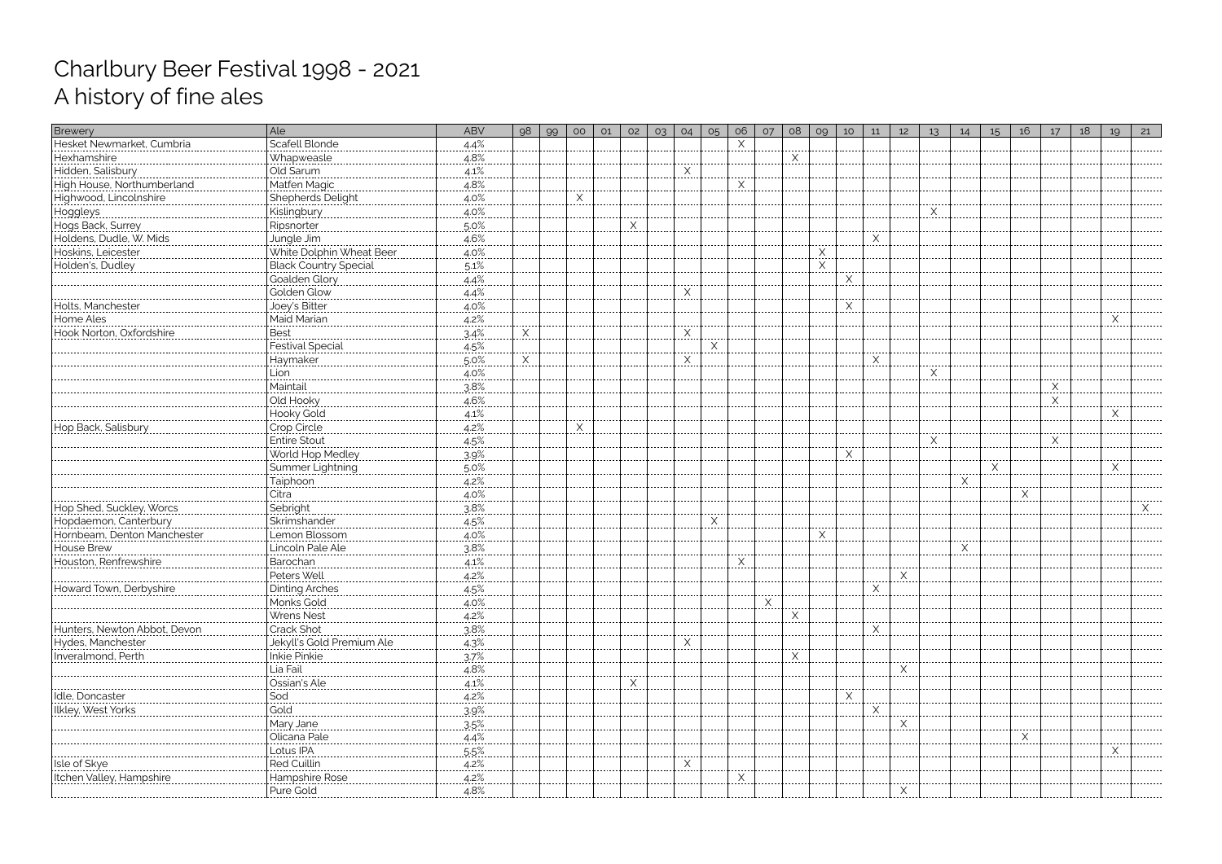# Charlbury Beer Festival 1998 - 2021
# A history of fine ales

| Brewery | Ale | ABV | 98 | 99 | 00 | 01 | 02 | 03 | 04 | 05 | 06 | 07 | 08 | 09 | 10 | 11 | 12 | 13 | 14 | 15 | 16 | 17 | 18 | 19 | 21 |
|---|---|---|---|---|---|---|---|---|---|---|---|---|---|---|---|---|---|---|---|---|---|---|---|---|---|
| Hesket Newmarket, Cumbria | Scafell Blonde | 4.4% | | | | | | | | | X | | | | | | | | | | | | | | |
| Hexhamshire | Whapweasle | 4.8% | | | | | | | | | | | X | | | | | | | | | | | | |
| Hidden, Salisbury | Old Sarum | 4.1% | | | | | | | X | | | | | | | | | | | | | | | | |
| High House, Northumberland | Matfen Magic | 4.8% | | | | | | | | | X | | | | | | | | | | | | | | |
| Highwood, Lincolnshire | Shepherds Delight | 4.0% | | | X | | | | | | | | | | | | | | | | | | | | |
| Hoggleys | Kislingbury | 4.0% | | | | | | | | | | | | | | | | X | | | | | | | |
| Hogs Back, Surrey | Ripsnorter | 5.0% | | | | | X | | | | | | | | | | | | | | | | | | |
| Holdens, Dudle, W. Mids | Jungle Jim | 4.6% | | | | | | | | | | | | | | X | | | | | | | | | |
| Hoskins, Leicester | White Dolphin Wheat Beer | 4.0% | | | | | | | | | | | | X | | | | | | | | | | | |
| Holden's, Dudley | Black Country Special | 5.1% | | | | | | | | | | | | X | | | | | | | | | | | |
| | Goalden Glory | 4.4% | | | | | | | | | | | | | X | | | | | | | | | | |
| | Golden Glow | 4.4% | | | | | | | X | | | | | | | | | | | | | | | | |
| Holts, Manchester | Joey's Bitter | 4.0% | | | | | | | | | | | | | X | | | | | | | | | | |
| Home Ales | Maid Marian | 4.2% | | | | | | | | | | | | | | | | | | | | | | X | |
| Hook Norton, Oxfordshire | Best | 3.4% | X | | | | | | X | | | | | | | | | | | | | | | | |
| | Festival Special | 4.5% | | | | | | | | X | | | | | | | | | | | | | | | |
| | Haymaker | 5.0% | X | | | | | | X | | | | | | | X | | | | | | | | | |
| | Lion | 4.0% | | | | | | | | | | | | | | | | X | | | | | | | |
| | Maintail | 3.8% | | | | | | | | | | | | | | | | | | | | X | | | |
| | Old Hooky | 4.6% | | | | | | | | | | | | | | | | | | | | X | | | |
| | Hooky Gold | 4.1% | | | | | | | | | | | | | | | | | | | | | | X | |
| Hop Back, Salisbury | Crop Circle | 4.2% | | | X | | | | | | | | | | | | | | | | | | | | |
| | Entire Stout | 4.5% | | | | | | | | | | | | | | | | X | | | | X | | | |
| | World Hop Medley | 3.9% | | | | | | | | | | | | | X | | | | | | | | | | |
| | Summer Lightning | 5.0% | | | | | | | | | | | | | | | | | | X | | | | X | |
| | Taiphoon | 4.2% | | | | | | | | | | | | | | | | | X | | | | | | |
| | Citra | 4.0% | | | | | | | | | | | | | | | | | | | X | | | | |
| Hop Shed, Suckley, Worcs | Sebright | 3.8% | | | | | | | | | | | | | | | | | | | | | | | X |
| Hopdaemon, Canterbury | Skrimshander | 4.5% | | | | | | | | X | | | | | | | | | | | | | | | |
| Hornbeam, Denton Manchester | Lemon Blossom | 4.0% | | | | | | | | | | | | X | | | | | | | | | | | |
| House Brew | Lincoln Pale Ale | 3.8% | | | | | | | | | | | | | | | | | X | | | | | | |
| Houston, Renfrewshire | Barochan | 4.1% | | | | | | | | | X | | | | | | | | | | | | | | |
| | Peters Well | 4.2% | | | | | | | | | | | | | | | X | | | | | | | | |
| Howard Town, Derbyshire | Dinting Arches | 4.5% | | | | | | | | | | | | | | X | | | | | | | | | |
| | Monks Gold | 4.0% | | | | | | | | | | X | | | | | | | | | | | | | |
| | Wrens Nest | 4.2% | | | | | | | | | | | X | | | | | | | | | | | | |
| Hunters, Newton Abbot, Devon | Crack Shot | 3.8% | | | | | | | | | | | | | | X | | | | | | | | | |
| Hydes, Manchester | Jekyll's Gold Premium Ale | 4.3% | | | | | | | X | | | | | | | | | | | | | | | | |
| Inveralmond, Perth | Inkie Pinkie | 3.7% | | | | | | | | | | | X | | | | | | | | | | | | |
| | Lia Fail | 4.8% | | | | | | | | | | | | | | | X | | | | | | | | |
| | Ossian's Ale | 4.1% | | | | | X | | | | | | | | | | | | | | | | | | |
| Idle, Doncaster | Sod | 4.2% | | | | | | | | | | | | | X | | | | | | | | | | |
| Ilkley, West Yorks | Gold | 3.9% | | | | | | | | | | | | | | X | | | | | | | | | |
| | Mary Jane | 3.5% | | | | | | | | | | | | | | | X | | | | | | | | |
| | Olicana Pale | 4.4% | | | | | | | | | | | | | | | | | | | X | | | | |
| | Lotus IPA | 5.5% | | | | | | | | | | | | | | | | | | | | | | X | |
| Isle of Skye | Red Cuillin | 4.2% | | | | | | | X | | | | | | | | | | | | | | | | |
| Itchen Valley, Hampshire | Hampshire Rose | 4.2% | | | | | | | | | X | | | | | | | | | | | | | | |
| | Pure Gold | 4.8% | | | | | | | | | | | | | | | X | | | | | | | | |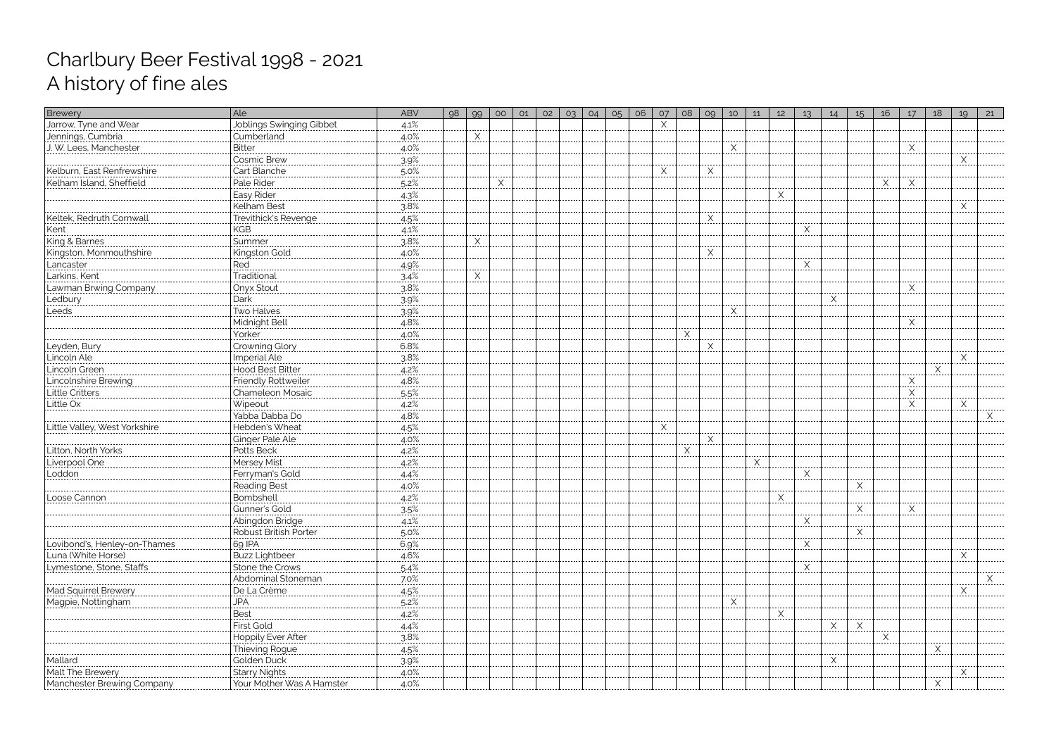# Charlbury Beer Festival 1998 - 2021
## A history of fine ales

| Brewery | Ale | ABV | 98 | 99 | 00 | 01 | 02 | 03 | 04 | 05 | 06 | 07 | 08 | 09 | 10 | 11 | 12 | 13 | 14 | 15 | 16 | 17 | 18 | 19 | 21 |
|---|---|---|---|---|---|---|---|---|---|---|---|---|---|---|---|---|---|---|---|---|---|---|---|---|---|
| Jarrow, Tyne and Wear | Joblings Swinging Gibbet | 4.1% | | | | | | | | | | X | | | | | | | | | | | | | |
| Jennings, Cumbria | Cumberland | 4.0% | | X | | | | | | | | | | | | | | | | | | | | | |
| J. W. Lees, Manchester | Bitter | 4.0% | | | | | | | | | | | | | X | | | | | | | X | | | |
| | Cosmic Brew | 3.9% | | | | | | | | | | | | | | | | | | | | | | X | |
| Kelburn, East Renfrewshire | Cart Blanche | 5.0% | | | | | | | | | | X | | X | | | | | | | | | | | |
| Kelham Island, Sheffield | Pale Rider | 5.2% | | | X | | | | | | | | | | | | | | | | X | X | | | |
| | Easy Rider | 4.3% | | | | | | | | | | | | | | | X | | | | | | | | |
| | Kelham Best | 3.8% | | | | | | | | | | | | | | | | | | | | | | X | |
| Keltek, Redruth Cornwall | Trevithick's Revenge | 4.5% | | | | | | | | | | | | X | | | | | | | | | | | |
| Kent | KGB | 4.1% | | | | | | | | | | | | | | | | X | | | | | | | |
| King & Barnes | Summer | 3.8% | | X | | | | | | | | | | | | | | | | | | | | | |
| Kingston, Monmouthshire | Kingston Gold | 4.0% | | | | | | | | | | | | X | | | | | | | | | | | |
| Lancaster | Red | 4.9% | | | | | | | | | | | | | | | | X | | | | | | | |
| Larkins, Kent | Traditional | 3.4% | | X | | | | | | | | | | | | | | | | | | | | | |
| Lawman Brwing Company | Onyx Stout | 3.8% | | | | | | | | | | | | | | | | | | | | X | | | |
| Ledbury | Dark | 3.9% | | | | | | | | | | | | | | | | | X | | | | | | |
| Leeds | Two Halves | 3.9% | | | | | | | | | | | | | X | | | | | | | | | | |
| | Midnight Bell | 4.8% | | | | | | | | | | | | | | | | | | | | X | | | |
| | Yorker | 4.0% | | | | | | | | | | | X | | | | | | | | | | | | |
| Leyden, Bury | Crowning Glory | 6.8% | | | | | | | | | | | | X | | | | | | | | | | | |
| Lincoln Ale | Imperial Ale | 3.8% | | | | | | | | | | | | | | | | | | | | | | X | |
| Lincoln Green | Hood Best Bitter | 4.2% | | | | | | | | | | | | | | | | | | | | | X | | |
| Lincolnshire Brewing | Friendly Rottweiler | 4.8% | | | | | | | | | | | | | | | | | | | | X | | | |
| Little Critters | Chameleon Mosaic | 5.5% | | | | | | | | | | | | | | | | | | | | X | | | |
| Little Ox | Wipeout | 4.2% | | | | | | | | | | | | | | | | | | | | X | | X | |
| | Yabba Dabba Do | 4.8% | | | | | | | | | | | | | | | | | | | | | | | X |
| Little Valley, West Yorkshire | Hebden's Wheat | 4.5% | | | | | | | | | | X | | | | | | | | | | | | | |
| | Ginger Pale Ale | 4.0% | | | | | | | | | | | | X | | | | | | | | | | | |
| Litton, North Yorks | Potts Beck | 4.2% | | | | | | | | | | | X | | | | | | | | | | | | |
| Liverpool One | Mersey Mist | 4.2% | | | | | | | | | | | | | | X | | | | | | | | | |
| Loddon | Ferryman's Gold | 4.4% | | | | | | | | | | | | | | | | X | | | | | | | |
| | Reading Best | 4.0% | | | | | | | | | | | | | | | | | | X | | | | | |
| Loose Cannon | Bombshell | 4.2% | | | | | | | | | | | | | | | X | | | | | | | | |
| | Gunner's Gold | 3.5% | | | | | | | | | | | | | | | | | | X | | X | | | |
| | Abingdon Bridge | 4.1% | | | | | | | | | | | | | | | | X | | | | | | | |
| | Robust British Porter | 5.0% | | | | | | | | | | | | | | | | | | X | | | | | |
| Lovibond's, Henley-on-Thames | 69 IPA | 6.9% | | | | | | | | | | | | | | | | X | | | | | | | |
| Luna (White Horse) | Buzz Lightbeer | 4.6% | | | | | | | | | | | | | | | | | | | | | | X | |
| Lymestone, Stone, Staffs | Stone the Crows | 5.4% | | | | | | | | | | | | | | | | X | | | | | | | |
| | Abdominal Stoneman | 7.0% | | | | | | | | | | | | | | | | | | | | | | | X |
| Mad Squirrel Brewery | De La Crème | 4.5% | | | | | | | | | | | | | | | | | | | | | | X | |
| Magpie, Nottingham | JPA | 5.2% | | | | | | | | | | | | | X | | | | | | | | | | |
| | Best | 4.2% | | | | | | | | | | | | | | | X | | | | | | | | |
| | First Gold | 4.4% | | | | | | | | | | | | | | | | | X | X | | | | | |
| | Hoppily Ever After | 3.8% | | | | | | | | | | | | | | | | | | | X | | | | |
| | Thieving Rogue | 4.5% | | | | | | | | | | | | | | | | | | | | | X | | |
| Mallard | Golden Duck | 3.9% | | | | | | | | | | | | | | | | | X | | | | | | |
| Malt The Brewery | Starry Nights | 4.0% | | | | | | | | | | | | | | | | | | | | | | X | |
| Manchester Brewing Company | Your Mother Was A Hamster | 4.0% | | | | | | | | | | | | | | | | | | | | | X | | |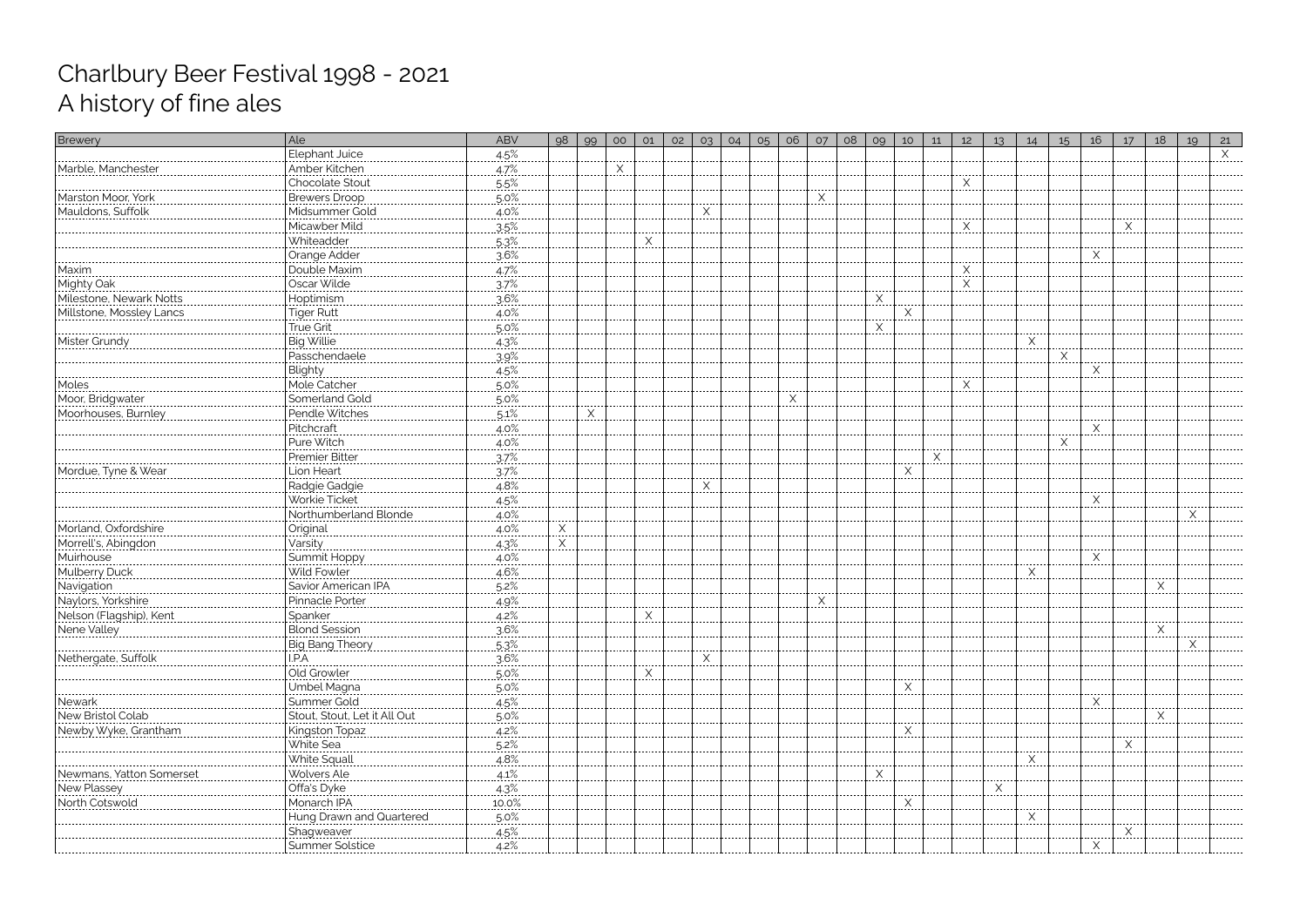# Charlbury Beer Festival 1998 - 2021
## A history of fine ales

| Brewery | Ale | ABV | 98 | 99 | 00 | 01 | 02 | 03 | 04 | 05 | 06 | 07 | 08 | 09 | 10 | 11 | 12 | 13 | 14 | 15 | 16 | 17 | 18 | 19 | 21 |
|---|---|---|---|---|---|---|---|---|---|---|---|---|---|---|---|---|---|---|---|---|---|---|---|---|---|
| | Elephant Juice | 4.5% | | | | | | | | | | | | | | | | | | | | | | | X |
| Marble, Manchester | Amber Kitchen | 4.7% | | | X | | | | | | | | | | | | | | | | | | | | |
| | Chocolate Stout | 5.5% | | | | | | | | | | | | | | | X | | | | | | | | |
| Marston Moor, York | Brewers Droop | 5.0% | | | | | | | | | | X | | | | | | | | | | | | | |
| Mauldons, Suffolk | Midsummer Gold | 4.0% | | | | | | X | | | | | | | | | | | | | | | | | |
| | Micawber Mild | 3.5% | | | | | | | | | | | | | | | X | | | | | X | | | |
| | Whiteadder | 5.3% | | | | X | | | | | | | | | | | | | | | | | | | |
| | Orange Adder | 3.6% | | | | | | | | | | | | | | | | | | | X | | | | |
| Maxim | Double Maxim | 4.7% | | | | | | | | | | | | | | | X | | | | | | | | |
| Mighty Oak | Oscar Wilde | 3.7% | | | | | | | | | | | | | | | X | | | | | | | | |
| Milestone, Newark Notts | Hoptimism | 3.6% | | | | | | | | | | | | X | | | | | | | | | | | |
| Millstone, Mossley Lancs | Tiger Rutt | 4.0% | | | | | | | | | | | | | X | | | | | | | | | | |
| | True Grit | 5.0% | | | | | | | | | | | | X | | | | | | | | | | | |
| Mister Grundy | Big Willie | 4.3% | | | | | | | | | | | | | | | | | X | | | | | | |
| | Passchendaele | 3.9% | | | | | | | | | | | | | | | | | | X | | | | | |
| | Blighty | 4.5% | | | | | | | | | | | | | | | | | | | X | | | | |
| Moles | Mole Catcher | 5.0% | | | | | | | | | | | | | | | X | | | | | | | | |
| Moor, Bridgwater | Somerland Gold | 5.0% | | | | | | | | | X | | | | | | | | | | | | | | |
| Moorhouses, Burnley | Pendle Witches | 5.1% | | X | | | | | | | | | | | | | | | | | | | | | |
| | Pitchcraft | 4.0% | | | | | | | | | | | | | | | | | | | X | | | | |
| | Pure Witch | 4.0% | | | | | | | | | | | | | | | | | | X | | | | | |
| | Premier Bitter | 3.7% | | | | | | | | | | | | | | X | | | | | | | | | |
| Mordue, Tyne & Wear | Lion Heart | 3.7% | | | | | | | | | | | | | X | | | | | | | | | | |
| | Radgie Gadgie | 4.8% | | | | | | X | | | | | | | | | | | | | | | | | |
| | Workie Ticket | 4.5% | | | | | | | | | | | | | | | | | | | X | | | | |
| | Northumberland Blonde | 4.0% | | | | | | | | | | | | | | | | | | | | | | X | |
| Morland, Oxfordshire | Original | 4.0% | X | | | | | | | | | | | | | | | | | | | | | | |
| Morrell's, Abingdon | Varsity | 4.3% | X | | | | | | | | | | | | | | | | | | | | | | |
| Muirhouse | Summit Hoppy | 4.0% | | | | | | | | | | | | | | | | | | | X | | | | |
| Mulberry Duck | Wild Fowler | 4.6% | | | | | | | | | | | | | | | | | X | | | | | | |
| Navigation | Savior American IPA | 5.2% | | | | | | | | | | | | | | | | | | | | | X | | |
| Naylors, Yorkshire | Pinnacle Porter | 4.9% | | | | | | | | | | X | | | | | | | | | | | | | |
| Nelson (Flagship), Kent | Spanker | 4.2% | | | | X | | | | | | | | | | | | | | | | | | | |
| Nene Valley | Blond Session | 3.6% | | | | | | | | | | | | | | | | | | | | | X | | |
| | Big Bang Theory | 5.3% | | | | | | | | | | | | | | | | | | | | | | X | |
| Nethergate, Suffolk | I.P.A | 3.6% | | | | | | X | | | | | | | | | | | | | | | | | |
| | Old Growler | 5.0% | | | | X | | | | | | | | | | | | | | | | | | | |
| | Umbel Magna | 5.0% | | | | | | | | | | | | | X | | | | | | | | | | |
| Newark | Summer Gold | 4.5% | | | | | | | | | | | | | | | | | | | X | | | | |
| New Bristol Colab | Stout, Stout, Let it All Out | 5.0% | | | | | | | | | | | | | | | | | | | | | X | | |
| Newby Wyke, Grantham | Kingston Topaz | 4.2% | | | | | | | | | | | | | X | | | | | | | | | | |
| | White Sea | 5.2% | | | | | | | | | | | | | | | | | | | | X | | | |
| | White Squall | 4.8% | | | | | | | | | | | | | | | | | X | | | | | | |
| Newmans, Yatton Somerset | Wolvers Ale | 4.1% | | | | | | | | | | | | X | | | | | | | | | | | |
| New Plassey | Offa's Dyke | 4.3% | | | | | | | | | | | | | | | | X | | | | | | | |
| North Cotswold | Monarch IPA | 10.0% | | | | | | | | | | | | | X | | | | | | | | | | |
| | Hung Drawn and Quartered | 5.0% | | | | | | | | | | | | | | | | | X | | | | | | |
| | Shagweaver | 4.5% | | | | | | | | | | | | | | | | | | | | X | | | |
| | Summer Solstice | 4.2% | | | | | | | | | | | | | | | | | | | X | | | | |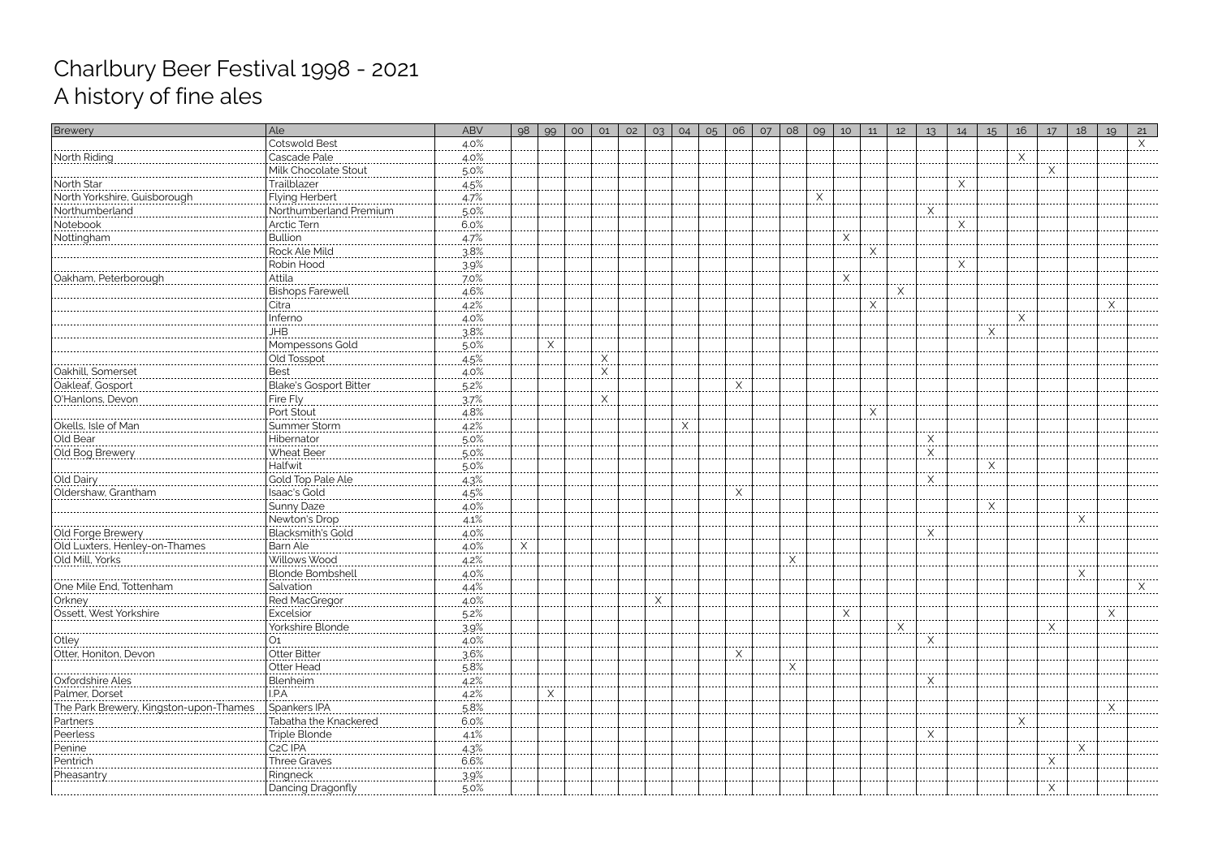# Charlbury Beer Festival 1998 - 2021
# A history of fine ales

| Brewery | Ale | ABV | 98 | 99 | 00 | 01 | 02 | 03 | 04 | 05 | 06 | 07 | 08 | 09 | 10 | 11 | 12 | 13 | 14 | 15 | 16 | 17 | 18 | 19 | 21 |
|---|---|---|---|---|---|---|---|---|---|---|---|---|---|---|---|---|---|---|---|---|---|---|---|---|---|
| | Cotswold Best | 4.0% | | | | | | | | | | | | | | | | | | | | | | | X |
| North Riding | Cascade Pale | 4.0% | | | | | | | | | | | | | | | | | | | X | | | | |
| | Milk Chocolate Stout | 5.0% | | | | | | | | | | | | | | | | | | | | X | | | |
| North Star | Trailblazer | 4.5% | | | | | | | | | | | | | | | | | X | | | | | | |
| North Yorkshire, Guisborough | Flying Herbert | 4.7% | | | | | | | | | | | | X | | | | | | | | | | | |
| Northumberland | Northumberland Premium | 5.0% | | | | | | | | | | | | | | | | X | | | | | | | |
| Notebook | Arctic Tern | 6.0% | | | | | | | | | | | | | | | | | X | | | | | | |
| Nottingham | Bullion | 4.7% | | | | | | | | | | | | | X | | | | | | | | | | |
| | Rock Ale Mild | 3.8% | | | | | | | | | | | | | | X | | | | | | | | | |
| | Robin Hood | 3.9% | | | | | | | | | | | | | | | | | X | | | | | | |
| Oakham, Peterborough | Attila | 7.0% | | | | | | | | | | | | | X | | | | | | | | | | |
| | Bishops Farewell | 4.6% | | | | | | | | | | | | | | | X | | | | | | | | |
| | Citra | 4.2% | | | | | | | | | | | | | | X | | | | | | | | X | |
| | Inferno | 4.0% | | | | | | | | | | | | | | | | | | | X | | | | |
| | JHB | 3.8% | | | | | | | | | | | | | | | | | | X | | | | | |
| | Mompessons Gold | 5.0% | | X | | | | | | | | | | | | | | | | | | | | | |
| | Old Tosspot | 4.5% | | | | X | | | | | | | | | | | | | | | | | | | |
| Oakhill, Somerset | Best | 4.0% | | | | X | | | | | | | | | | | | | | | | | | | |
| Oakleaf, Gosport | Blake's Gosport Bitter | 5.2% | | | | | | | | | X | | | | | | | | | | | | | | |
| O'Hanlons, Devon | Fire Fly | 3.7% | | | | X | | | | | | | | | | | | | | | | | | | |
| | Port Stout | 4.8% | | | | | | | | | | | | | | X | | | | | | | | | |
| Okells, Isle of Man | Summer Storm | 4.2% | | | | | | | X | | | | | | | | | | | | | | | | |
| Old Bear | Hibernator | 5.0% | | | | | | | | | | | | | | | | X | | | | | | | |
| Old Bog Brewery | Wheat Beer | 5.0% | | | | | | | | | | | | | | | | X | | | | | | | |
| | Halfwit | 5.0% | | | | | | | | | | | | | | | | | | X | | | | | |
| Old Dairy | Gold Top Pale Ale | 4.3% | | | | | | | | | | | | | | | | X | | | | | | | |
| Oldershaw, Grantham | Isaac's Gold | 4.5% | | | | | | | | | X | | | | | | | | | | | | | | |
| | Sunny Daze | 4.0% | | | | | | | | | | | | | | | | | | X | | | | | |
| | Newton's Drop | 4.1% | | | | | | | | | | | | | | | | | | | | | X | | |
| Old Forge Brewery | Blacksmith's Gold | 4.0% | | | | | | | | | | | | | | | | X | | | | | | | |
| Old Luxters, Henley-on-Thames | Barn Ale | 4.0% | X | | | | | | | | | | | | | | | | | | | | | | |
| Old Mill, Yorks | Willows Wood | 4.2% | | | | | | | | | | | X | | | | | | | | | | | | |
| | Blonde Bombshell | 4.0% | | | | | | | | | | | | | | | | | | | | | X | | |
| One Mile End, Tottenham | Salvation | 4.4% | | | | | | | | | | | | | | | | | | | | | | | X |
| Orkney | Red MacGregor | 4.0% | | | | | | X | | | | | | | | | | | | | | | | | |
| Ossett, West Yorkshire | Excelsior | 5.2% | | | | | | | | | | | | | X | | | | | | | | | X | |
| | Yorkshire Blonde | 3.9% | | | | | | | | | | | | | | | X | | | | | X | | | |
| Otley | O1 | 4.0% | | | | | | | | | | | | | | | | X | | | | | | | |
| Otter, Honiton, Devon | Otter Bitter | 3.6% | | | | | | | | | X | | | | | | | | | | | | | | |
| | Otter Head | 5.8% | | | | | | | | | | | X | | | | | | | | | | | | |
| Oxfordshire Ales | Blenheim | 4.2% | | | | | | | | | | | | | | | | X | | | | | | | |
| Palmer, Dorset | I.P.A | 4.2% | | X | | | | | | | | | | | | | | | | | | | | | |
| The Park Brewery, Kingston-upon-Thames | Spankers IPA | 5.8% | | | | | | | | | | | | | | | | | | | | | | X | |
| Partners | Tabatha the Knackered | 6.0% | | | | | | | | | | | | | | | | | | | X | | | | |
| Peerless | Triple Blonde | 4.1% | | | | | | | | | | | | | | | | X | | | | | | | |
| Penine | C2C IPA | 4.3% | | | | | | | | | | | | | | | | | | | | | X | | |
| Pentrich | Three Graves | 6.6% | | | | | | | | | | | | | | | | | | | | X | | | |
| Pheasantry | Ringneck | 3.9% | | | | | | | | | | | | | | | | | | | | | | | |
| | Dancing Dragonfly | 5.0% | | | | | | | | | | | | | | | | | | | | X | | | |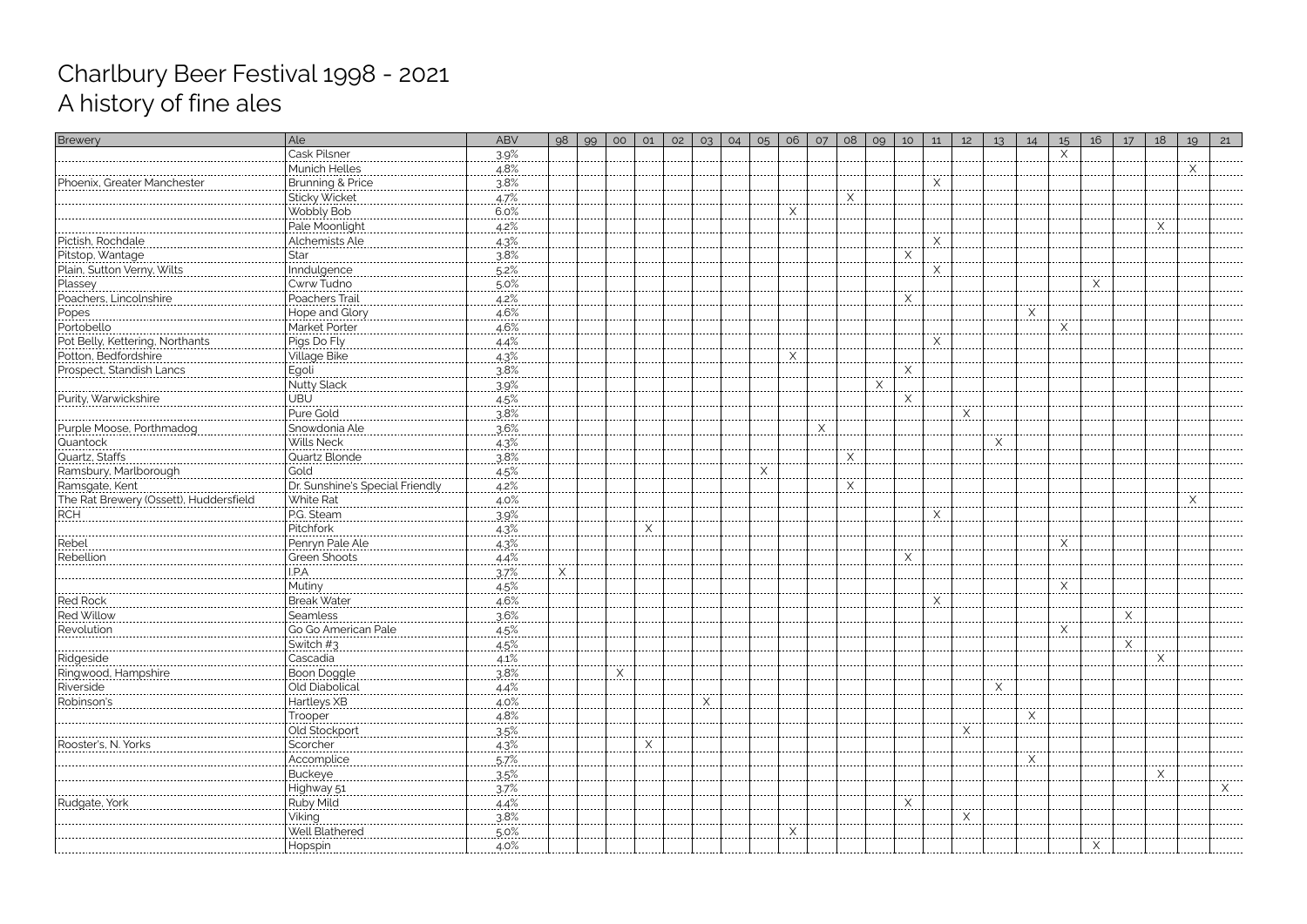# Charlbury Beer Festival 1998 - 2021
# A history of fine ales

| Brewery | Ale | ABV | 98 | 99 | 00 | 01 | 02 | 03 | 04 | 05 | 06 | 07 | 08 | 09 | 10 | 11 | 12 | 13 | 14 | 15 | 16 | 17 | 18 | 19 | 21 |
|---|---|---|---|---|---|---|---|---|---|---|---|---|---|---|---|---|---|---|---|---|---|---|---|---|---|
| | Cask Pilsner | 3.9% | | | | | | | | | | | | | | | | | | X | | | | | |
| | Munich Helles | 4.8% | | | | | | | | | | | | | | | | | | | | | | X | |
| Phoenix, Greater Manchester | Brunning & Price | 3.8% | | | | | | | | | | | | | | X | | | | | | | | | |
| | Sticky Wicket | 4.7% | | | | | | | | | | | X | | | | | | | | | | | | |
| | Wobbly Bob | 6.0% | | | | | | | | | X | | | | | | | | | | | | | | |
| | Pale Moonlight | 4.2% | | | | | | | | | | | | | | | | | | | | | X | | |
| Pictish, Rochdale | Alchemists Ale | 4.3% | | | | | | | | | | | | | | X | | | | | | | | | |
| Pitstop, Wantage | Star | 3.8% | | | | | | | | | | | | | X | | | | | | | | | | |
| Plain, Sutton Verny, Wilts | Inndulgence | 5.2% | | | | | | | | | | | | | | X | | | | | | | | | |
| Plassey | Cwrw Tudno | 5.0% | | | | | | | | | | | | | | | | | | | X | | | | |
| Poachers, Lincolnshire | Poachers Trail | 4.2% | | | | | | | | | | | | | X | | | | | | | | | | |
| Popes | Hope and Glory | 4.6% | | | | | | | | | | | | | | | | | X | | | | | | |
| Portobello | Market Porter | 4.6% | | | | | | | | | | | | | | | | | | X | | | | | |
| Pot Belly, Kettering, Northants | Pigs Do Fly | 4.4% | | | | | | | | | | | | | | X | | | | | | | | | |
| Potton, Bedfordshire | Village Bike | 4.3% | | | | | | | | | X | | | | | | | | | | | | | | |
| Prospect, Standish Lancs | Egoli | 3.8% | | | | | | | | | | | | | X | | | | | | | | | | |
| | Nutty Slack | 3.9% | | | | | | | | | | | | X | | | | | | | | | | | |
| Purity, Warwickshire | UBU | 4.5% | | | | | | | | | | | | | X | | | | | | | | | | |
| | Pure Gold | 3.8% | | | | | | | | | | | | | | | X | | | | | | | | |
| Purple Moose, Porthmadog | Snowdonia Ale | 3.6% | | | | | | | | | | X | | | | | | | | | | | | | |
| Quantock | Wills Neck | 4.3% | | | | | | | | | | | | | | | | X | | | | | | | |
| Quartz, Staffs | Quartz Blonde | 3.8% | | | | | | | | | | | X | | | | | | | | | | | | |
| Ramsbury, Marlborough | Gold | 4.5% | | | | | | | | X | | | | | | | | | | | | | | | |
| Ramsgate, Kent | Dr. Sunshine's Special Friendly | 4.2% | | | | | | | | | | | X | | | | | | | | | | | | |
| The Rat Brewery (Ossett), Huddersfield | White Rat | 4.0% | | | | | | | | | | | | | | | | | | | | | | X | |
| RCH | P.G. Steam | 3.9% | | | | | | | | | | | | | | X | | | | | | | | | |
| | Pitchfork | 4.3% | | | | X | | | | | | | | | | | | | | | | | | | |
| Rebel | Penryn Pale Ale | 4.3% | | | | | | | | | | | | | | | | | | X | | | | | |
| Rebellion | Green Shoots | 4.4% | | | | | | | | | | | | | X | | | | | | | | | | |
| | I.P.A | 3.7% | X | | | | | | | | | | | | | | | | | | | | | | |
| | Mutiny | 4.5% | | | | | | | | | | | | | | | | | | X | | | | | |
| Red Rock | Break Water | 4.6% | | | | | | | | | | | | | | X | | | | | | | | | |
| Red Willow | Seamless | 3.6% | | | | | | | | | | | | | | | | | | | | X | | | |
| Revolution | Go Go American Pale | 4.5% | | | | | | | | | | | | | | | | | | X | | | | | |
| | Switch #3 | 4.5% | | | | | | | | | | | | | | | | | | | | X | | | |
| Ridgeside | Cascadia | 4.1% | | | | | | | | | | | | | | | | | | | | | X | | |
| Ringwood, Hampshire | Boon Doggle | 3.8% | | | X | | | | | | | | | | | | | | | | | | | | |
| Riverside | Old Diabolical | 4.4% | | | | | | | | | | | | | | | | X | | | | | | | |
| Robinson's | Hartleys XB | 4.0% | | | | | | X | | | | | | | | | | | | | | | | | |
| | Trooper | 4.8% | | | | | | | | | | | | | | | | | X | | | | | | |
| | Old Stockport | 3.5% | | | | | | | | | | | | | | | X | | | | | | | | |
| Rooster's, N. Yorks | Scorcher | 4.3% | | | | X | | | | | | | | | | | | | | | | | | | |
| | Accomplice | 5.7% | | | | | | | | | | | | | | | | | X | | | | | | |
| | Buckeye | 3.5% | | | | | | | | | | | | | | | | | | | | | X | | |
| | Highway 51 | 3.7% | | | | | | | | | | | | | | | | | | | | | | | X |
| Rudgate, York | Ruby Mild | 4.4% | | | | | | | | | | | | | X | | | | | | | | | | |
| | Viking | 3.8% | | | | | | | | | | | | | | | X | | | | | | | | |
| | Well Blathered | 5.0% | | | | | | | | | X | | | | | | | | | | | | | | |
| | Hopspin | 4.0% | | | | | | | | | | | | | | | | | | | X | | | | |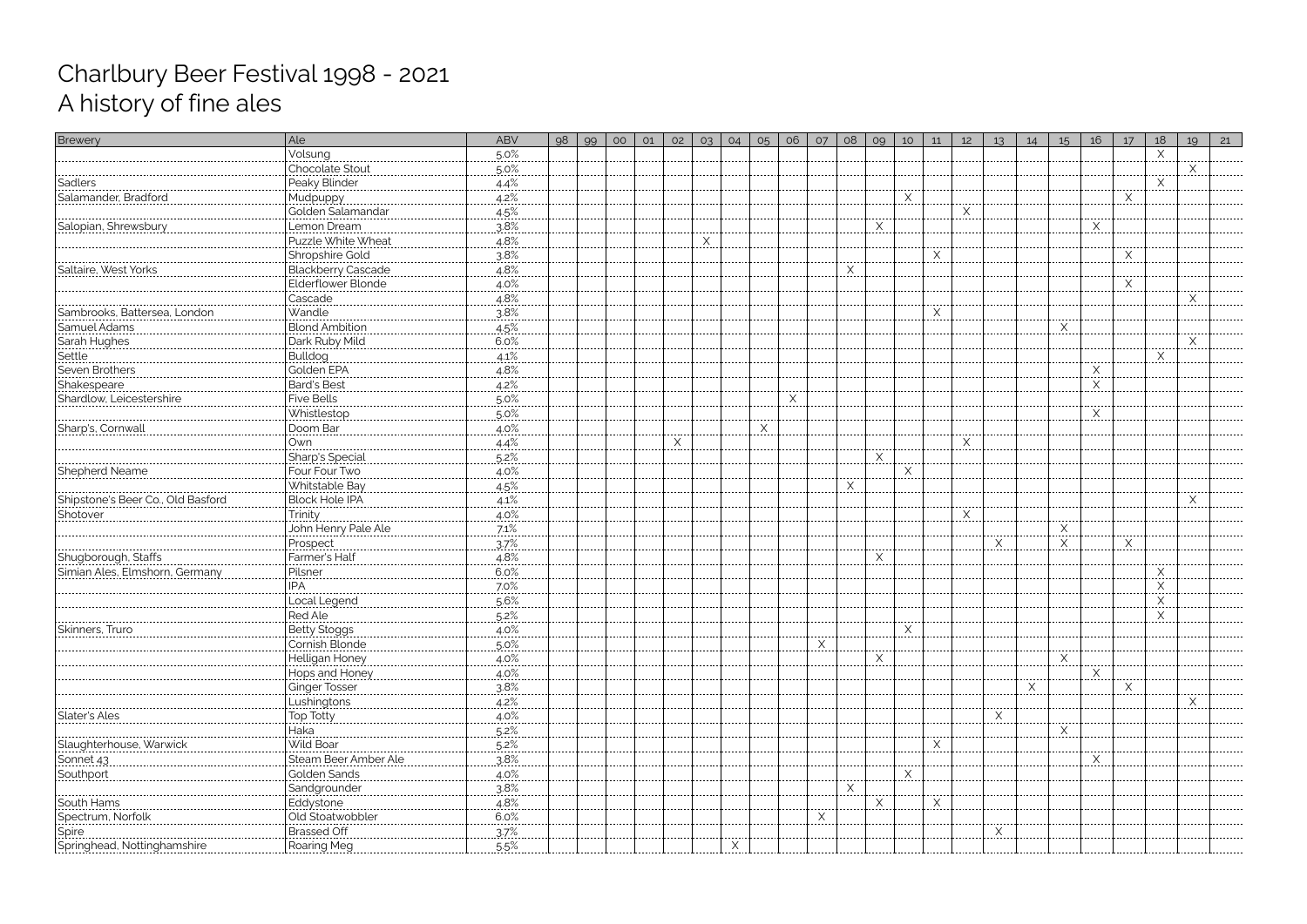# Charlbury Beer Festival 1998 - 2021
# A history of fine ales

| Brewery | Ale | ABV | 98 | 99 | 00 | 01 | 02 | 03 | 04 | 05 | 06 | 07 | 08 | 09 | 10 | 11 | 12 | 13 | 14 | 15 | 16 | 17 | 18 | 19 | 21 |
|---|---|---|---|---|---|---|---|---|---|---|---|---|---|---|---|---|---|---|---|---|---|---|---|---|---|
| | Volsung | 5.0% | | | | | | | | | | | | | | | | | | | | | X | | |
| | Chocolate Stout | 5.0% | | | | | | | | | | | | | | | | | | | | | | X | |
| Sadlers | Peaky Blinder | 4.4% | | | | | | | | | | | | | | | | | | | | | X | | |
| Salamander, Bradford | Mudpuppy | 4.2% | | | | | | | | | | | | | X | | | | | | | X | | | |
| | Golden Salamandar | 4.5% | | | | | | | | | | | | | | | X | | | | | | | | |
| Salopian, Shrewsbury | Lemon Dream | 3.8% | | | | | | | | | | | | X | | | | | | | X | | | | |
| | Puzzle White Wheat | 4.8% | | | | | | X | | | | | | | | | | | | | | | | | |
| | Shropshire Gold | 3.8% | | | | | | | | | | | | | | X | | | | | | X | | | |
| Saltaire, West Yorks | Blackberry Cascade | 4.8% | | | | | | | | | | | X | | | | | | | | | | | | |
| | Elderflower Blonde | 4.0% | | | | | | | | | | | | | | | | | | | | X | | | |
| | Cascade | 4.8% | | | | | | | | | | | | | | | | | | | | | | X | |
| Sambrooks, Battersea, London | Wandle | 3.8% | | | | | | | | | | | | | | X | | | | | | | | | |
| Samuel Adams | Blond Ambition | 4.5% | | | | | | | | | | | | | | | | | | X | | | | | |
| Sarah Hughes | Dark Ruby Mild | 6.0% | | | | | | | | | | | | | | | | | | | | | | X | |
| Settle | Bulldog | 4.1% | | | | | | | | | | | | | | | | | | | | | X | | |
| Seven Brothers | Golden EPA | 4.8% | | | | | | | | | | | | | | | | | | | X | | | | |
| Shakespeare | Bard's Best | 4.2% | | | | | | | | | | | | | | | | | | | X | | | | |
| Shardlow, Leicestershire | Five Bells | 5.0% | | | | | | | | | X | | | | | | | | | | | | | | |
| | Whistlestop | 5.0% | | | | | | | | | | | | | | | | | | | X | | | | |
| Sharp's, Cornwall | Doom Bar | 4.0% | | | | | | | | X | | | | | | | | | | | | | | | |
| | Own | 4.4% | | | | | X | | | | | | | | | | X | | | | | | | | |
| | Sharp's Special | 5.2% | | | | | | | | | | | | X | | | | | | | | | | | |
| Shepherd Neame | Four Four Two | 4.0% | | | | | | | | | | | | | X | | | | | | | | | | |
| | Whitstable Bay | 4.5% | | | | | | | | | | | X | | | | | | | | | | | | |
| Shipstone's Beer Co., Old Basford | Block Hole IPA | 4.1% | | | | | | | | | | | | | | | | | | | | | | X | |
| Shotover | Trinity | 4.0% | | | | | | | | | | | | | | | X | | | | | | | | |
| | John Henry Pale Ale | 7.1% | | | | | | | | | | | | | | | | | | X | | | | | |
| | Prospect | 3.7% | | | | | | | | | | | | | | | | X | | X | | X | | | |
| Shugborough, Staffs | Farmer's Half | 4.8% | | | | | | | | | | | | X | | | | | | | | | | | |
| Simian Ales, Elmshorn, Germany | Pilsner | 6.0% | | | | | | | | | | | | | | | | | | | | | X | | |
| | IPA | 7.0% | | | | | | | | | | | | | | | | | | | | | X | | |
| | Local Legend | 5.6% | | | | | | | | | | | | | | | | | | | | | X | | |
| | Red Ale | 5.2% | | | | | | | | | | | | | | | | | | | | | X | | |
| Skinners, Truro | Betty Stoggs | 4.0% | | | | | | | | | | | | | X | | | | | | | | | | |
| | Cornish Blonde | 5.0% | | | | | | | | | | X | | | | | | | | | | | | | |
| | Helligan Honey | 4.0% | | | | | | | | | | | | X | | | | | | X | | | | | |
| | Hops and Honey | 4.0% | | | | | | | | | | | | | | | | | | | X | | | | |
| | Ginger Tosser | 3.8% | | | | | | | | | | | | | | | | | X | | | X | | | |
| | Lushingtons | 4.2% | | | | | | | | | | | | | | | | | | | | | | X | |
| Slater's Ales | Top Totty | 4.0% | | | | | | | | | | | | | | | | X | | | | | | | |
| | Haka | 5.2% | | | | | | | | | | | | | | | | | | X | | | | | |
| Slaughterhouse, Warwick | Wild Boar | 5.2% | | | | | | | | | | | | | | X | | | | | | | | | |
| Sonnet 43 | Steam Beer Amber Ale | 3.8% | | | | | | | | | | | | | | | | | | | X | | | | |
| Southport | Golden Sands | 4.0% | | | | | | | | | | | | | X | | | | | | | | | | |
| | Sandgrounder | 3.8% | | | | | | | | | | | X | | | | | | | | | | | | |
| South Hams | Eddystone | 4.8% | | | | | | | | | | | | X | | X | | | | | | | | | |
| Spectrum, Norfolk | Old Stoatwobbler | 6.0% | | | | | | | | | | X | | | | | | | | | | | | | |
| Spire | Brassed Off | 3.7% | | | | | | | | | | | | | | | | X | | | | | | | |
| Springhead, Nottinghamshire | Roaring Meg | 5.5% | | | | | | | X | | | | | | | | | | | | | | | | |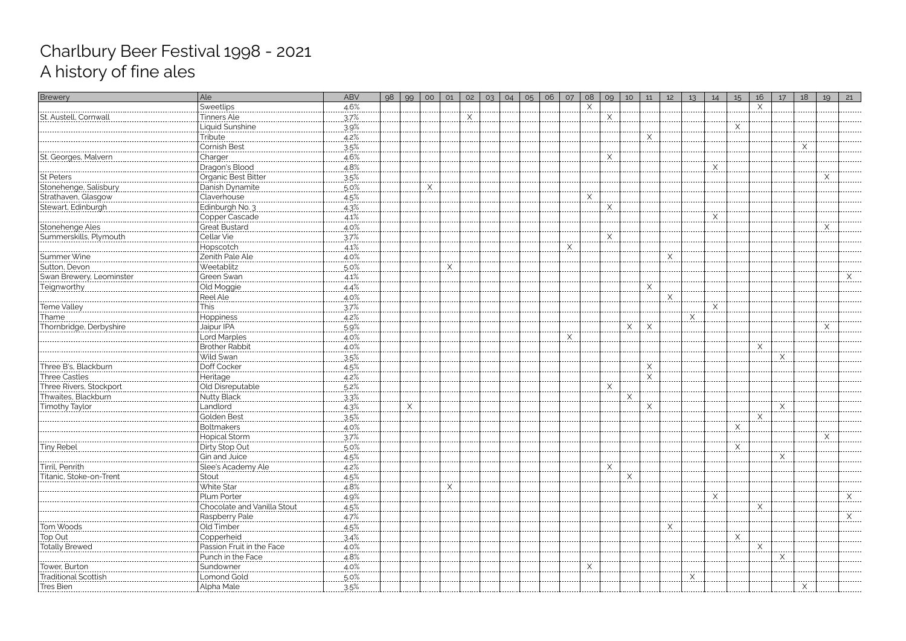# Charlbury Beer Festival 1998 - 2021
## A history of fine ales

| Brewery | Ale | ABV | 98 | 99 | 00 | 01 | 02 | 03 | 04 | 05 | 06 | 07 | 08 | 09 | 10 | 11 | 12 | 13 | 14 | 15 | 16 | 17 | 18 | 19 | 21 |
|---|---|---|---|---|---|---|---|---|---|---|---|---|---|---|---|---|---|---|---|---|---|---|---|---|---|
| | Sweetlips | 4.6% | | | | | | | | | | | X | | | | | | | | X | | | | |
| St. Austell, Cornwall | Tinners Ale | 3.7% | | | | | X | | | | | | | X | | | | | | | | | | | |
| | Liquid Sunshine | 3.9% | | | | | | | | | | | | | | | | | | X | | | | | |
| | Tribute | 4.2% | | | | | | | | | | | | | | X | | | | | | | | | |
| | Cornish Best | 3.5% | | | | | | | | | | | | | | | | | | | | | X | | |
| St. Georges, Malvern | Charger | 4.6% | | | | | | | | | | | | X | | | | | | | | | | | |
| | Dragon's Blood | 4.8% | | | | | | | | | | | | | | | | | X | | | | | | |
| St Peters | Organic Best Bitter | 3.5% | | | | | | | | | | | | | | | | | | | | | | X | |
| Stonehenge, Salisbury | Danish Dynamite | 5.0% | | | X | | | | | | | | | | | | | | | | | | | | |
| Strathaven, Glasgow | Claverhouse | 4.5% | | | | | | | | | | | X | | | | | | | | | | | | |
| Stewart, Edinburgh | Edinburgh No. 3 | 4.3% | | | | | | | | | | | | X | | | | | | | | | | | |
| | Copper Cascade | 4.1% | | | | | | | | | | | | | | | | | X | | | | | | |
| Stonehenge Ales | Great Bustard | 4.0% | | | | | | | | | | | | | | | | | | | | | | X | |
| Summerskills, Plymouth | Cellar Vie | 3.7% | | | | | | | | | | | | X | | | | | | | | | | | |
| | Hopscotch | 4.1% | | | | | | | | | | X | | | | | | | | | | | | | |
| Summer Wine | Zenith Pale Ale | 4.0% | | | | | | | | | | | | | | | X | | | | | | | | |
| Sutton, Devon | Weetablitz | 5.0% | | | | X | | | | | | | | | | | | | | | | | | | |
| Swan Brewery, Leominster | Green Swan | 4.1% | | | | | | | | | | | | | | | | | | | | | | | X |
| Teignworthy | Old Moggie | 4.4% | | | | | | | | | | | | | | X | | | | | | | | | |
| | Reel Ale | 4.0% | | | | | | | | | | | | | | | X | | | | | | | | |
| Teme Valley | This | 3.7% | | | | | | | | | | | | | | | | | X | | | | | | |
| Thame | Hoppiness | 4.2% | | | | | | | | | | | | | | | | X | | | | | | | |
| Thornbridge, Derbyshire | Jaipur IPA | 5.9% | | | | | | | | | | | | | X | X | | | | | | | | X | |
| | Lord Marples | 4.0% | | | | | | | | | | X | | | | | | | | | | | | | |
| | Brother Rabbit | 4.0% | | | | | | | | | | | | | | | | | | | X | | | | |
| | Wild Swan | 3.5% | | | | | | | | | | | | | | | | | | | | X | | | |
| Three B's, Blackburn | Doff Cocker | 4.5% | | | | | | | | | | | | | | X | | | | | | | | | |
| Three Castles | Heritage | 4.2% | | | | | | | | | | | | | | X | | | | | | | | | |
| Three Rivers, Stockport | Old Disreputable | 5.2% | | | | | | | | | | | | X | | | | | | | | | | | |
| Thwaites, Blackburn | Nutty Black | 3.3% | | | | | | | | | | | | | X | | | | | | | | | | |
| Timothy Taylor | Landlord | 4.3% | | X | | | | | | | | | | | | X | | | | | | X | | | |
| | Golden Best | 3.5% | | | | | | | | | | | | | | | | | | | X | | | | |
| | Boltmakers | 4.0% | | | | | | | | | | | | | | | | | | X | | | | | |
| | Hopical Storm | 3.7% | | | | | | | | | | | | | | | | | | | | | | X | |
| Tiny Rebel | Dirty Stop Out | 5.0% | | | | | | | | | | | | | | | | | | X | | | | | |
| | Gin and Juice | 4.5% | | | | | | | | | | | | | | | | | | | | X | | | |
| Tirril, Penrith | Slee's Academy Ale | 4.2% | | | | | | | | | | | | X | | | | | | | | | | | |
| Titanic, Stoke-on-Trent | Stout | 4.5% | | | | | | | | | | | | | X | | | | | | | | | | |
| | White Star | 4.8% | | | | X | | | | | | | | | | | | | | | | | | | |
| | Plum Porter | 4.9% | | | | | | | | | | | | | | | | | X | | | | | | X |
| | Chocolate and Vanilla Stout | 4.5% | | | | | | | | | | | | | | | | | | | X | | | | |
| | Raspberry Pale | 4.7% | | | | | | | | | | | | | | | | | | | | | | | X |
| Tom Woods | Old Timber | 4.5% | | | | | | | | | | | | | | | X | | | | | | | | |
| Top Out | Copperheid | 3.4% | | | | | | | | | | | | | | | | | | X | | | | | |
| Totally Brewed | Passion Fruit in the Face | 4.0% | | | | | | | | | | | | | | | | | | | X | | | | |
| | Punch in the Face | 4.8% | | | | | | | | | | | | | | | | | | | | X | | | |
| Tower, Burton | Sundowner | 4.0% | | | | | | | | | | | X | | | | | | | | | | | | |
| Traditional Scottish | Lomond Gold | 5.0% | | | | | | | | | | | | | | | | X | | | | | | | |
| Tres Bien | Alpha Male | 3.5% | | | | | | | | | | | | | | | | | | | | | X | | |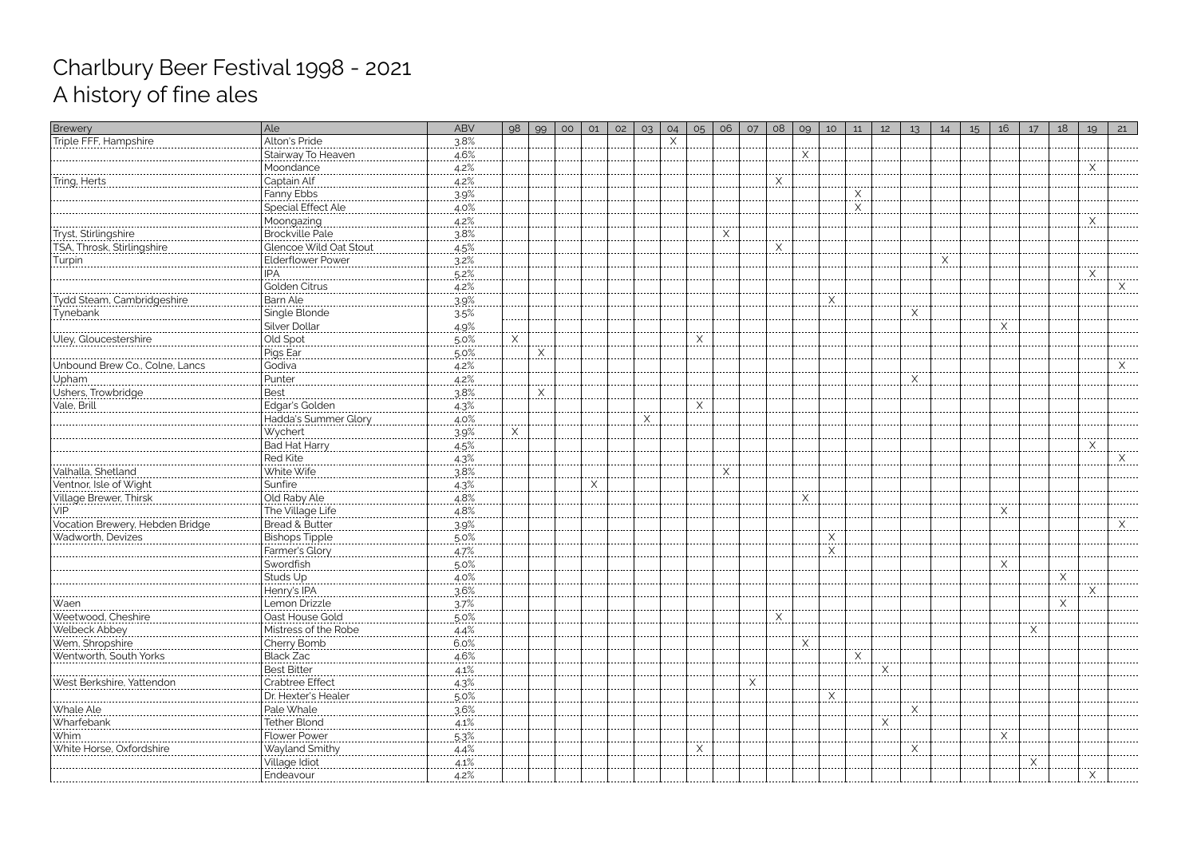# Charlbury Beer Festival 1998 - 2021
## A history of fine ales

| Brewery | Ale | ABV | 98 | 99 | 00 | 01 | 02 | 03 | 04 | 05 | 06 | 07 | 08 | 09 | 10 | 11 | 12 | 13 | 14 | 15 | 16 | 17 | 18 | 19 | 21 |
|---|---|---|---|---|---|---|---|---|---|---|---|---|---|---|---|---|---|---|---|---|---|---|---|---|---|
| Triple FFF, Hampshire | Alton's Pride | 3.8% | | | | | | | X | | | | | | | | | | | | | | | | |
| | Stairway To Heaven | 4.6% | | | | | | | | | | | | X | | | | | | | | | | | |
| | Moondance | 4.2% | | | | | | | | | | | | | | | | | | | | | | X | |
| Tring, Herts | Captain Alf | 4.2% | | | | | | | | | | | X | | | | | | | | | | | | |
| | Fanny Ebbs | 3.9% | | | | | | | | | | | | | | X | | | | | | | | | |
| | Special Effect Ale | 4.0% | | | | | | | | | | | | | | X | | | | | | | | | |
| | Moongazing | 4.2% | | | | | | | | | | | | | | | | | | | | | | X | |
| Tryst, Stirlingshire | Brockville Pale | 3.8% | | | | | | | | | X | | | | | | | | | | | | | | |
| TSA, Throsk, Stirlingshire | Glencoe Wild Oat Stout | 4.5% | | | | | | | | | | | X | | | | | | | | | | | | |
| Turpin | Elderflower Power | 3.2% | | | | | | | | | | | | | | | | | X | | | | | | |
| | IPA | 5.2% | | | | | | | | | | | | | | | | | | | | | | X | |
| | Golden Citrus | 4.2% | | | | | | | | | | | | | | | | | | | | | | | X |
| Tydd Steam, Cambridgeshire | Barn Ale | 3.9% | | | | | | | | | | | | | X | | | | | | | | | | |
| Tynebank | Single Blonde | 3.5% | | | | | | | | | | | | | | | | X | | | | | | | |
| | Silver Dollar | 4.9% | | | | | | | | | | | | | | | | | | | X | | | | |
| Uley, Gloucestershire | Old Spot | 5.0% | X | | | | | | | X | | | | | | | | | | | | | | | |
| | Pigs Ear | 5.0% | | X | | | | | | | | | | | | | | | | | | | | | |
| Unbound Brew Co., Colne, Lancs | Godiva | 4.2% | | | | | | | | | | | | | | | | | | | | | | | X |
| Upham | Punter | 4.2% | | | | | | | | | | | | | | | | X | | | | | | | |
| Ushers, Trowbridge | Best | 3.8% | | X | | | | | | | | | | | | | | | | | | | | | |
| Vale, Brill | Edgar's Golden | 4.3% | | | | | | | | X | | | | | | | | | | | | | | | |
| | Hadda's Summer Glory | 4.0% | | | | | | X | | | | | | | | | | | | | | | | | |
| | Wychert | 3.9% | X | | | | | | | | | | | | | | | | | | | | | | |
| | Bad Hat Harry | 4.5% | | | | | | | | | | | | | | | | | | | | | | X | |
| | Red Kite | 4.3% | | | | | | | | | | | | | | | | | | | | | | | X |
| Valhalla, Shetland | White Wife | 3.8% | | | | | | | | | X | | | | | | | | | | | | | | |
| Ventnor, Isle of Wight | Sunfire | 4.3% | | | | X | | | | | | | | | | | | | | | | | | | |
| Village Brewer, Thirsk | Old Raby Ale | 4.8% | | | | | | | | | | | | X | | | | | | | | | | | |
| VIP | The Village Life | 4.8% | | | | | | | | | | | | | | | | | | | X | | | | |
| Vocation Brewery, Hebden Bridge | Bread & Butter | 3.9% | | | | | | | | | | | | | | | | | | | | | | | X |
| Wadworth, Devizes | Bishops Tipple | 5.0% | | | | | | | | | | | | | X | | | | | | | | | | |
| | Farmer's Glory | 4.7% | | | | | | | | | | | | | X | | | | | | | | | | |
| | Swordfish | 5.0% | | | | | | | | | | | | | | | | | | | X | | | | |
| | Studs Up | 4.0% | | | | | | | | | | | | | | | | | | | | | X | | |
| | Henry's IPA | 3.6% | | | | | | | | | | | | | | | | | | | | | | X | |
| Waen | Lemon Drizzle | 3.7% | | | | | | | | | | | | | | | | | | | | | X | | |
| Weetwood, Cheshire | Oast House Gold | 5.0% | | | | | | | | | | | X | | | | | | | | | | | | |
| Welbeck Abbey | Mistress of the Robe | 4.4% | | | | | | | | | | | | | | | | | | | | X | | | |
| Wem, Shropshire | Cherry Bomb | 6.0% | | | | | | | | | | | | X | | | | | | | | | | | |
| Wentworth, South Yorks | Black Zac | 4.6% | | | | | | | | | | | | | | X | | | | | | | | | |
| | Best Bitter | 4.1% | | | | | | | | | | | | | | | X | | | | | | | | |
| West Berkshire, Yattendon | Crabtree Effect | 4.3% | | | | | | | | | | X | | | | | | | | | | | | | |
| | Dr. Hexter's Healer | 5.0% | | | | | | | | | | | | | X | | | | | | | | | | |
| Whale Ale | Pale Whale | 3.6% | | | | | | | | | | | | | | | | X | | | | | | | |
| Wharfebank | Tether Blond | 4.1% | | | | | | | | | | | | | | | X | | | | | | | | |
| Whim | Flower Power | 5.3% | | | | | | | | | | | | | | | | | | | X | | | | |
| White Horse, Oxfordshire | Wayland Smithy | 4.4% | | | | | | | | X | | | | | | | | X | | | | | | | |
| | Village Idiot | 4.1% | | | | | | | | | | | | | | | | | | | | X | | | |
| | Endeavour | 4.2% | | | | | | | | | | | | | | | | | | | | | | X | |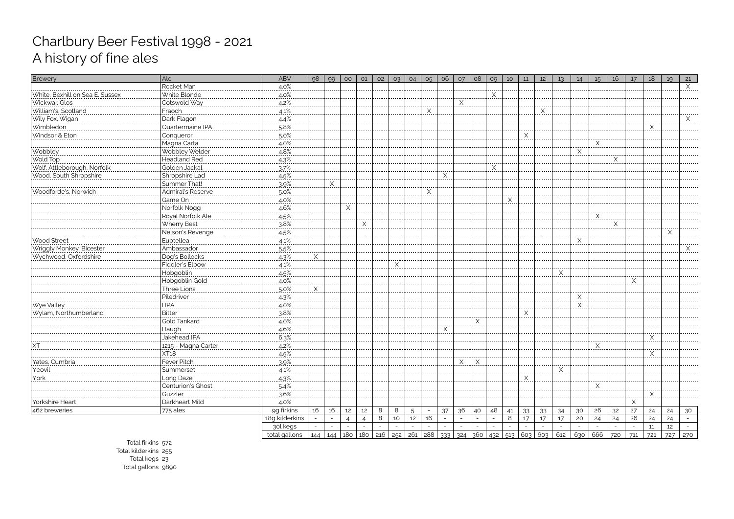# Charlbury Beer Festival 1998 - 2021
# A history of fine ales

| Brewery | Ale | ABV | 98 | 99 | 00 | 01 | 02 | 03 | 04 | 05 | 06 | 07 | 08 | 09 | 10 | 11 | 12 | 13 | 14 | 15 | 16 | 17 | 18 | 19 | 21 |
|---|---|---|---|---|---|---|---|---|---|---|---|---|---|---|---|---|---|---|---|---|---|---|---|---|---|
| | Rocket Man | 4.0% | | | | | | | | | | | | | | | | | | | | | | | X |
| White, Bexhill on Sea E. Sussex | White Blonde | 4.0% | | | | | | | | | | | | X | | | | | | | | | | | |
| Wickwar, Glos | Cotswold Way | 4.2% | | | | | | | | | | X | | | | | | | | | | | | | |
| William's, Scotland | Fraoch | 4.1% | | | | | | | | X | | | | | | | X | | | | | | | | |
| Wily Fox, Wigan | Dark Flagon | 4.4% | | | | | | | | | | | | | | | | | | | | | | | X |
| Wimbledon | Quartermaine IPA | 5.8% | | | | | | | | | | | | | | | | | | | | | X | | |
| Windsor & Eton | Conqueror | 5.0% | | | | | | | | | | | | | | X | | | | | | | | | |
| | Magna Carta | 4.0% | | | | | | | | | | | | | | | | | | X | | | | | |
| Wobbley | Wobbley Welder | 4.8% | | | | | | | | | | | | | | | | | X | | | | | | |
| Wold Top | Headland Red | 4.3% | | | | | | | | | | | | | | | | | | | X | | | | |
| Wolf, Attleborough, Norfolk | Golden Jackal | 3.7% | | | | | | | | | | | | X | | | | | | | | | | | |
| Wood, South Shropshire | Shropshire Lad | 4.5% | | | | | | | | | X | | | | | | | | | | | | | | |
| | Summer That! | 3.9% | | X | | | | | | | | | | | | | | | | | | | | | |
| Woodforde's, Norwich | Admiral's Reserve | 5.0% | | | | | | | | X | | | | | | | | | | | | | | | |
| | Game On | 4.0% | | | | | | | | | | | | | X | | | | | | | | | | |
| | Norfolk Nogg | 4.6% | | | X | | | | | | | | | | | | | | | | | | | | |
| | Royal Norfolk Ale | 4.5% | | | | | | | | | | | | | | | | | | X | | | | | |
| | Wherry Best | 3.8% | | | | X | | | | | | | | | | | | | | | X | | | | |
| | Nelson's Revenge | 4.5% | | | | | | | | | | | | | | | | | | | | | | X | |
| Wood Street | Euptellea | 4.1% | | | | | | | | | | | | | | | | | X | | | | | | |
| Wriggly Monkey, Bicester | Ambassador | 5.5% | | | | | | | | | | | | | | | | | | | | | | | X |
| Wychwood, Oxfordshire | Dog's Bollocks | 4.3% | X | | | | | | | | | | | | | | | | | | | | | | |
| | Fiddler's Elbow | 4.1% | | | | | | X | | | | | | | | | | | | | | | | | |
| | Hobgoblin | 4.5% | | | | | | | | | | | | | | | | X | | | | | | | |
| | Hobgoblin Gold | 4.0% | | | | | | | | | | | | | | | | | | | | X | | | |
| | Three Lions | 5.0% | X | | | | | | | | | | | | | | | | | | | | | | |
| | Piledriver | 4.3% | | | | | | | | | | | | | | | | | X | | | | | | |
| Wye Valley | HPA | 4.0% | | | | | | | | | | | | | | | | | X | | | | | | |
| Wylam, Northumberland | Bitter | 3.8% | | | | | | | | | | | | | | X | | | | | | | | | |
| | Gold Tankard | 4.0% | | | | | | | | | | | X | | | | | | | | | | | | |
| | Haugh | 4.6% | | | | | | | | | X | | | | | | | | | | | | | | |
| | Jakehead IPA | 6.3% | | | | | | | | | | | | | | | | | | | | | X | | |
| XT | 1215 - Magna Carter | 4.2% | | | | | | | | | | | | | | | | | | X | | | | | |
| | XT18 | 4.5% | | | | | | | | | | | | | | | | | | | | | X | | |
| Yates, Cumbria | Fever Pitch | 3.9% | | | | | | | | | | X | X | | | | | | | | | | | | |
| Yeovil | Summerset | 4.1% | | | | | | | | | | | | | | | | X | | | | | | | |
| York | Long Daze | 4.3% | | | | | | | | | | | | | | X | | | | | | | | | |
| | Centurion's Ghost | 5.4% | | | | | | | | | | | | | | | | | | X | | | | | |
| | Guzzler | 3.6% | | | | | | | | | | | | | | | | | | | | | X | | |
| Yorkshire Heart | Darkheart Mild | 4.0% | | | | | | | | | | | | | | | | | | | | X | | | |
| 462 breweries | 775 ales | 9g firkins | 16 | 16 | 12 | 12 | 8 | 8 | 5 | - | 37 | 36 | 40 | 48 | 41 | 33 | 33 | 34 | 30 | 26 | 32 | 27 | 24 | 24 | 30 |
| | | 18g kilderkins | - | - | 4 | 4 | 8 | 10 | 12 | 16 | - | - | - | - | 8 | 17 | 17 | 17 | 20 | 24 | 24 | 26 | 24 | 24 | - |
| | | 30l kegs | - | - | - | - | - | - | - | - | - | - | - | - | - | - | - | - | - | - | - | - | 11 | 12 | - |
| | | total gallons | 144 | 144 | 180 | 180 | 216 | 252 | 261 | 288 | 333 | 324 | 360 | 432 | 513 | 603 | 603 | 612 | 630 | 666 | 720 | 711 | 721 | 727 | 270 |

Total firkins 572
Total kilderkins 255
Total kegs 23
Total gallons 9890